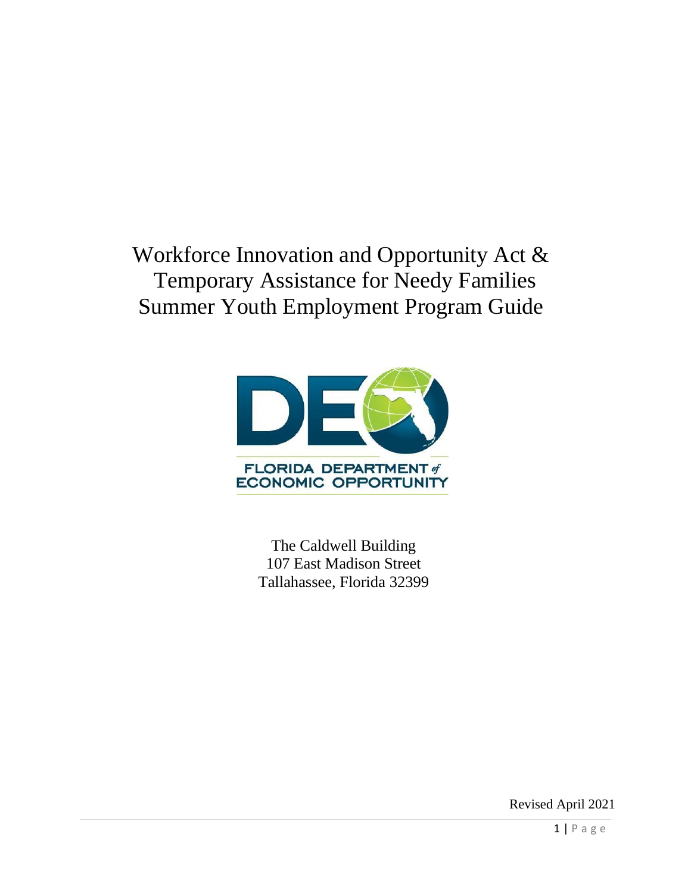# Workforce Innovation and Opportunity Act & Temporary Assistance for Needy Families Summer Youth Employment Program Guide

FLORIDA DEPARTMENT of ECONOMIC OPPORTUNITY

The Caldwell Building
107 East Madison Street
Tallahassee, Florida 32399

Revised April 2021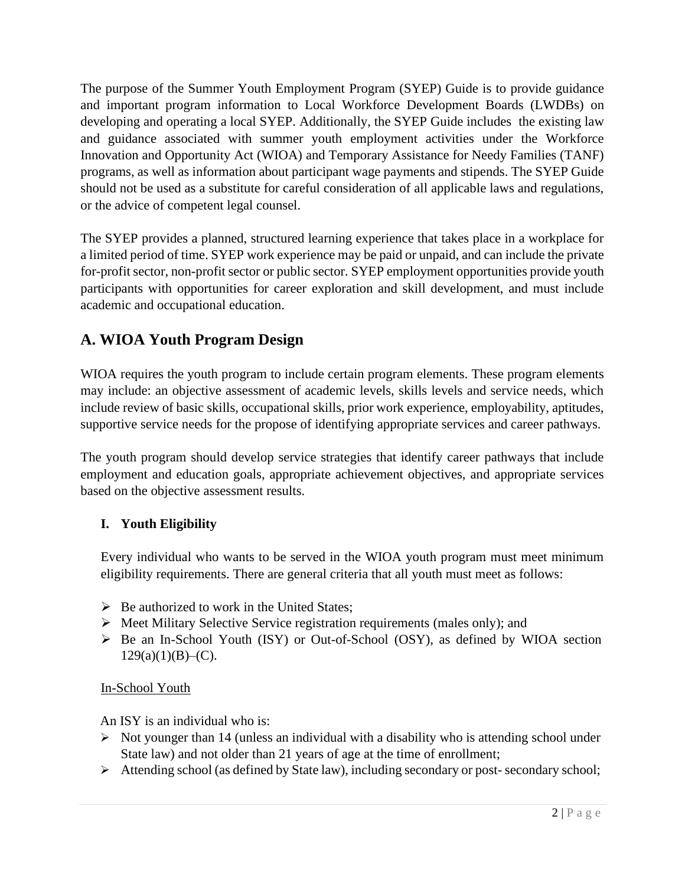The purpose of the Summer Youth Employment Program (SYEP) Guide is to provide guidance and important program information to Local Workforce Development Boards (LWDBs) on developing and operating a local SYEP. Additionally, the SYEP Guide includes the existing law and guidance associated with summer youth employment activities under the Workforce Innovation and Opportunity Act (WIOA) and Temporary Assistance for Needy Families (TANF) programs, as well as information about participant wage payments and stipends. The SYEP Guide should not be used as a substitute for careful consideration of all applicable laws and regulations, or the advice of competent legal counsel.

The SYEP provides a planned, structured learning experience that takes place in a workplace for a limited period of time. SYEP work experience may be paid or unpaid, and can include the private for-profit sector, non-profit sector or public sector. SYEP employment opportunities provide youth participants with opportunities for career exploration and skill development, and must include academic and occupational education.

## A. WIOA Youth Program Design

WIOA requires the youth program to include certain program elements. These program elements may include: an objective assessment of academic levels, skills levels and service needs, which include review of basic skills, occupational skills, prior work experience, employability, aptitudes, supportive service needs for the propose of identifying appropriate services and career pathways.

The youth program should develop service strategies that identify career pathways that include employment and education goals, appropriate achievement objectives, and appropriate services based on the objective assessment results.

### I. Youth Eligibility

Every individual who wants to be served in the WIOA youth program must meet minimum eligibility requirements. There are general criteria that all youth must meet as follows:

- Be authorized to work in the United States;
- Meet Military Selective Service registration requirements (males only); and
- Be an In-School Youth (ISY) or Out-of-School (OSY), as defined by WIOA section 129(a)(1)(B)–(C).

<u>In-School Youth</u>

An ISY is an individual who is:

- Not younger than 14 (unless an individual with a disability who is attending school under State law) and not older than 21 years of age at the time of enrollment;
- Attending school (as defined by State law), including secondary or post- secondary school;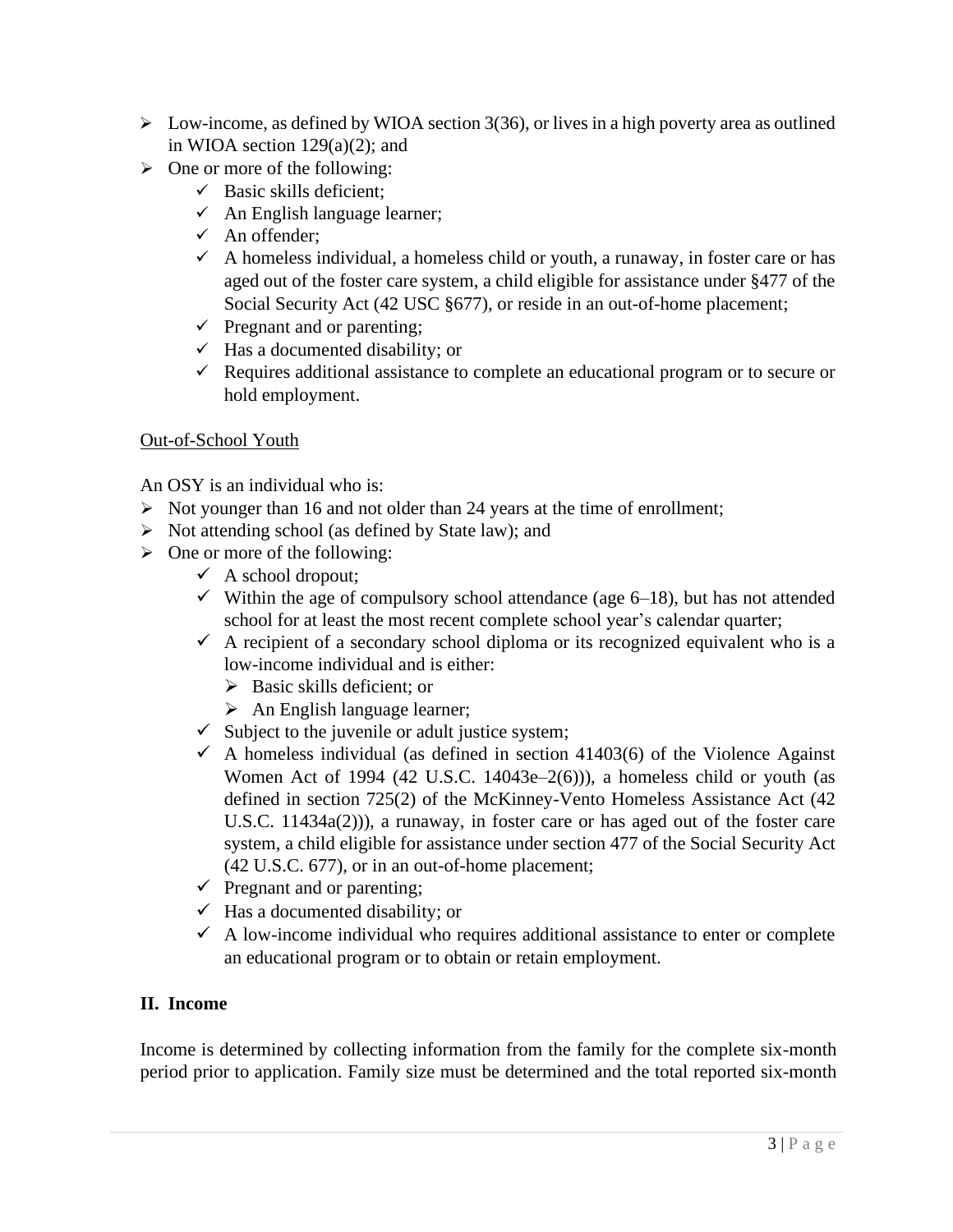- Low-income, as defined by WIOA section 3(36), or lives in a high poverty area as outlined in WIOA section 129(a)(2); and
- One or more of the following:
  - ✓ Basic skills deficient;
  - ✓ An English language learner;
  - ✓ An offender;
  - ✓ A homeless individual, a homeless child or youth, a runaway, in foster care or has aged out of the foster care system, a child eligible for assistance under §477 of the Social Security Act (42 USC §677), or reside in an out-of-home placement;
  - ✓ Pregnant and or parenting;
  - ✓ Has a documented disability; or
  - ✓ Requires additional assistance to complete an educational program or to secure or hold employment.

<u>Out-of-School Youth</u>

An OSY is an individual who is:

- Not younger than 16 and not older than 24 years at the time of enrollment;
- Not attending school (as defined by State law); and
- One or more of the following:
  - ✓ A school dropout;
  - ✓ Within the age of compulsory school attendance (age 6–18), but has not attended school for at least the most recent complete school year's calendar quarter;
  - ✓ A recipient of a secondary school diploma or its recognized equivalent who is a low-income individual and is either:
    - Basic skills deficient; or
    - An English language learner;
  - ✓ Subject to the juvenile or adult justice system;
  - ✓ A homeless individual (as defined in section 41403(6) of the Violence Against Women Act of 1994 (42 U.S.C. 14043e–2(6))), a homeless child or youth (as defined in section 725(2) of the McKinney-Vento Homeless Assistance Act (42 U.S.C. 11434a(2))), a runaway, in foster care or has aged out of the foster care system, a child eligible for assistance under section 477 of the Social Security Act (42 U.S.C. 677), or in an out-of-home placement;
  - ✓ Pregnant and or parenting;
  - ✓ Has a documented disability; or
  - ✓ A low-income individual who requires additional assistance to enter or complete an educational program or to obtain or retain employment.

## II. Income

Income is determined by collecting information from the family for the complete six-month period prior to application. Family size must be determined and the total reported six-month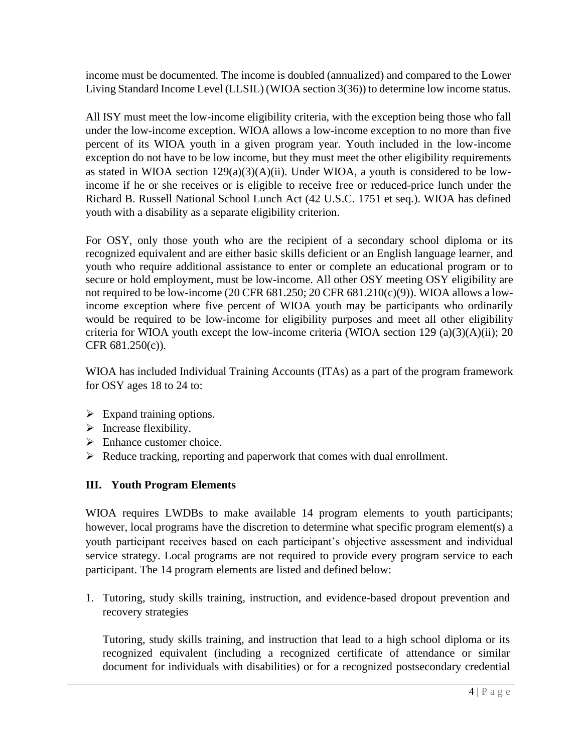income must be documented. The income is doubled (annualized) and compared to the Lower Living Standard Income Level (LLSIL) (WIOA section 3(36)) to determine low income status.

All ISY must meet the low-income eligibility criteria, with the exception being those who fall under the low-income exception. WIOA allows a low-income exception to no more than five percent of its WIOA youth in a given program year. Youth included in the low-income exception do not have to be low income, but they must meet the other eligibility requirements as stated in WIOA section 129(a)(3)(A)(ii). Under WIOA, a youth is considered to be low-income if he or she receives or is eligible to receive free or reduced-price lunch under the Richard B. Russell National School Lunch Act (42 U.S.C. 1751 et seq.). WIOA has defined youth with a disability as a separate eligibility criterion.

For OSY, only those youth who are the recipient of a secondary school diploma or its recognized equivalent and are either basic skills deficient or an English language learner, and youth who require additional assistance to enter or complete an educational program or to secure or hold employment, must be low-income. All other OSY meeting OSY eligibility are not required to be low-income (20 CFR 681.250; 20 CFR 681.210(c)(9)). WIOA allows a low-income exception where five percent of WIOA youth may be participants who ordinarily would be required to be low-income for eligibility purposes and meet all other eligibility criteria for WIOA youth except the low-income criteria (WIOA section 129 (a)(3)(A)(ii); 20 CFR 681.250(c)).

WIOA has included Individual Training Accounts (ITAs) as a part of the program framework for OSY ages 18 to 24 to:

- Expand training options.
- Increase flexibility.
- Enhance customer choice.
- Reduce tracking, reporting and paperwork that comes with dual enrollment.

## III. Youth Program Elements

WIOA requires LWDBs to make available 14 program elements to youth participants; however, local programs have the discretion to determine what specific program element(s) a youth participant receives based on each participant's objective assessment and individual service strategy. Local programs are not required to provide every program service to each participant. The 14 program elements are listed and defined below:

1. Tutoring, study skills training, instruction, and evidence-based dropout prevention and recovery strategies

   Tutoring, study skills training, and instruction that lead to a high school diploma or its recognized equivalent (including a recognized certificate of attendance or similar document for individuals with disabilities) or for a recognized postsecondary credential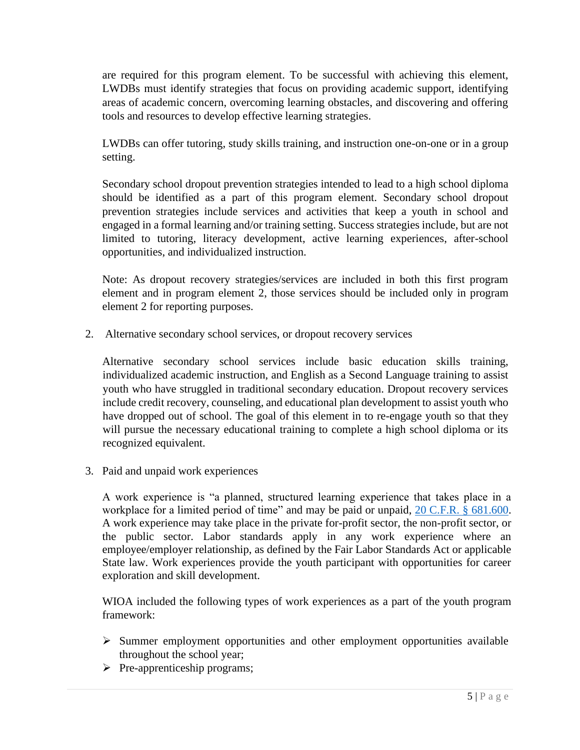are required for this program element. To be successful with achieving this element, LWDBs must identify strategies that focus on providing academic support, identifying areas of academic concern, overcoming learning obstacles, and discovering and offering tools and resources to develop effective learning strategies.

LWDBs can offer tutoring, study skills training, and instruction one-on-one or in a group setting.

Secondary school dropout prevention strategies intended to lead to a high school diploma should be identified as a part of this program element. Secondary school dropout prevention strategies include services and activities that keep a youth in school and engaged in a formal learning and/or training setting. Success strategies include, but are not limited to tutoring, literacy development, active learning experiences, after-school opportunities, and individualized instruction.

Note: As dropout recovery strategies/services are included in both this first program element and in program element 2, those services should be included only in program element 2 for reporting purposes.

2. Alternative secondary school services, or dropout recovery services

   Alternative secondary school services include basic education skills training, individualized academic instruction, and English as a Second Language training to assist youth who have struggled in traditional secondary education. Dropout recovery services include credit recovery, counseling, and educational plan development to assist youth who have dropped out of school. The goal of this element in to re-engage youth so that they will pursue the necessary educational training to complete a high school diploma or its recognized equivalent.

3. Paid and unpaid work experiences

   A work experience is "a planned, structured learning experience that takes place in a workplace for a limited period of time" and may be paid or unpaid, [20 C.F.R. § 681.600](). A work experience may take place in the private for-profit sector, the non-profit sector, or the public sector. Labor standards apply in any work experience where an employee/employer relationship, as defined by the Fair Labor Standards Act or applicable State law. Work experiences provide the youth participant with opportunities for career exploration and skill development.

   WIOA included the following types of work experiences as a part of the youth program framework:

   - Summer employment opportunities and other employment opportunities available throughout the school year;
   - Pre-apprenticeship programs;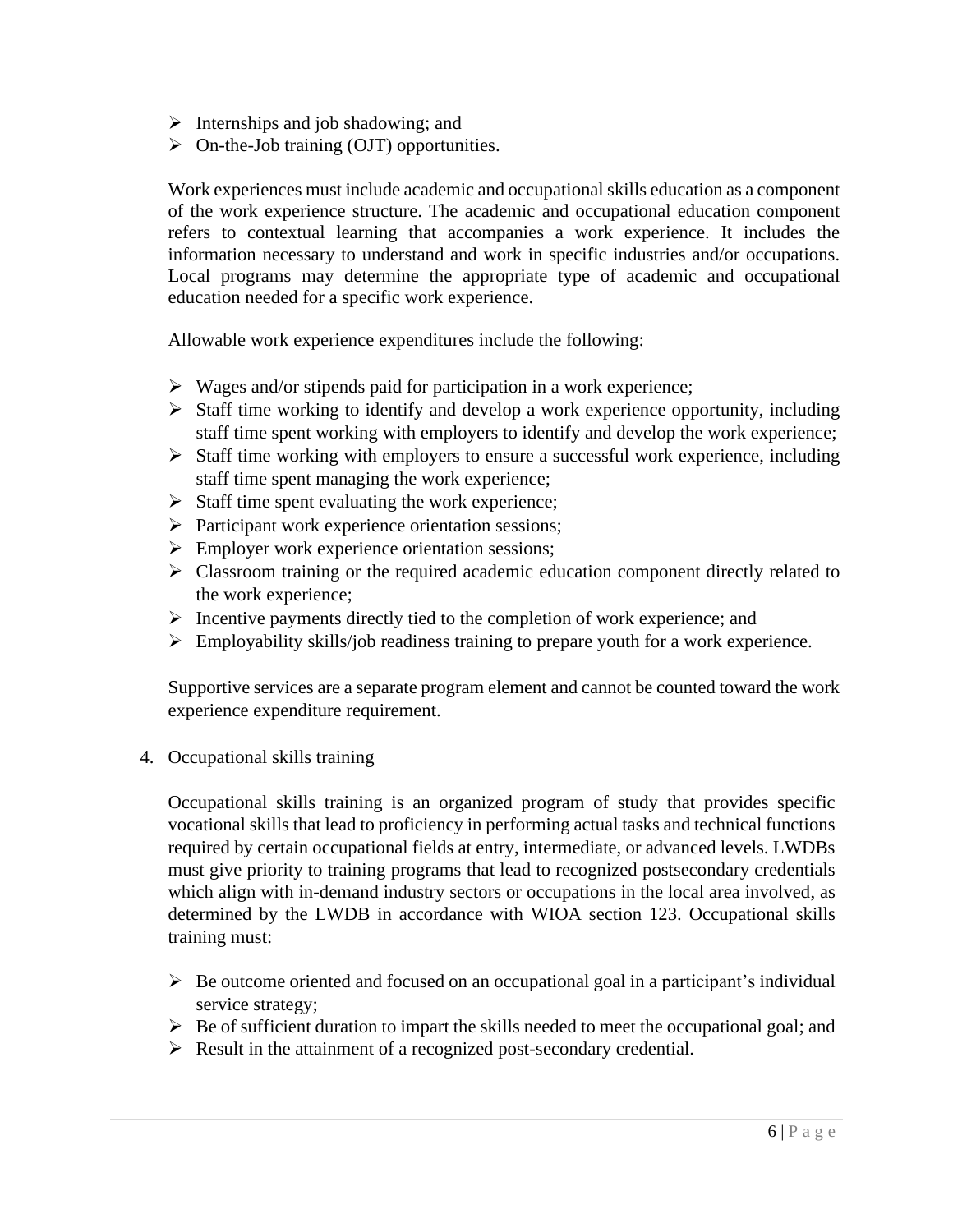- Internships and job shadowing; and
- On-the-Job training (OJT) opportunities.

Work experiences must include academic and occupational skills education as a component of the work experience structure. The academic and occupational education component refers to contextual learning that accompanies a work experience. It includes the information necessary to understand and work in specific industries and/or occupations. Local programs may determine the appropriate type of academic and occupational education needed for a specific work experience.

Allowable work experience expenditures include the following:

- Wages and/or stipends paid for participation in a work experience;
- Staff time working to identify and develop a work experience opportunity, including staff time spent working with employers to identify and develop the work experience;
- Staff time working with employers to ensure a successful work experience, including staff time spent managing the work experience;
- Staff time spent evaluating the work experience;
- Participant work experience orientation sessions;
- Employer work experience orientation sessions;
- Classroom training or the required academic education component directly related to the work experience;
- Incentive payments directly tied to the completion of work experience; and
- Employability skills/job readiness training to prepare youth for a work experience.

Supportive services are a separate program element and cannot be counted toward the work experience expenditure requirement.

4. Occupational skills training

   Occupational skills training is an organized program of study that provides specific vocational skills that lead to proficiency in performing actual tasks and technical functions required by certain occupational fields at entry, intermediate, or advanced levels. LWDBs must give priority to training programs that lead to recognized postsecondary credentials which align with in-demand industry sectors or occupations in the local area involved, as determined by the LWDB in accordance with WIOA section 123. Occupational skills training must:

   - Be outcome oriented and focused on an occupational goal in a participant's individual service strategy;
   - Be of sufficient duration to impart the skills needed to meet the occupational goal; and
   - Result in the attainment of a recognized post-secondary credential.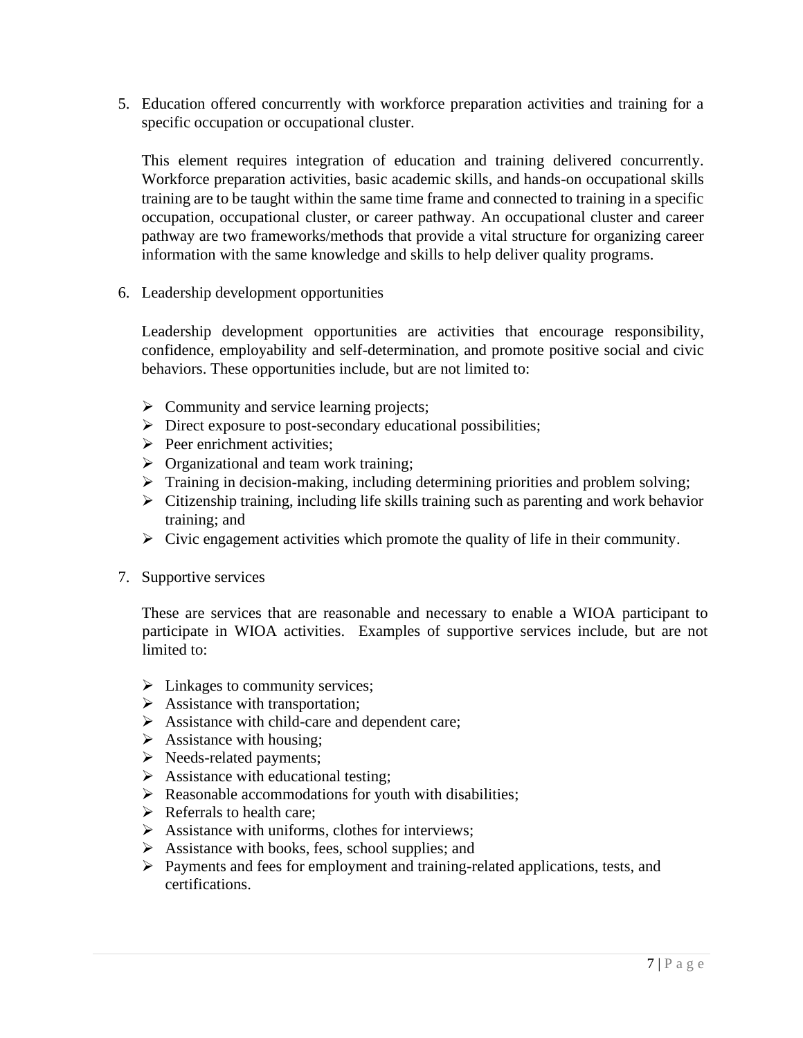5. Education offered concurrently with workforce preparation activities and training for a specific occupation or occupational cluster.

   This element requires integration of education and training delivered concurrently. Workforce preparation activities, basic academic skills, and hands-on occupational skills training are to be taught within the same time frame and connected to training in a specific occupation, occupational cluster, or career pathway. An occupational cluster and career pathway are two frameworks/methods that provide a vital structure for organizing career information with the same knowledge and skills to help deliver quality programs.

6. Leadership development opportunities

   Leadership development opportunities are activities that encourage responsibility, confidence, employability and self-determination, and promote positive social and civic behaviors. These opportunities include, but are not limited to:

   - Community and service learning projects;
   - Direct exposure to post-secondary educational possibilities;
   - Peer enrichment activities;
   - Organizational and team work training;
   - Training in decision-making, including determining priorities and problem solving;
   - Citizenship training, including life skills training such as parenting and work behavior training; and
   - Civic engagement activities which promote the quality of life in their community.

7. Supportive services

   These are services that are reasonable and necessary to enable a WIOA participant to participate in WIOA activities. Examples of supportive services include, but are not limited to:

   - Linkages to community services;
   - Assistance with transportation;
   - Assistance with child-care and dependent care;
   - Assistance with housing;
   - Needs-related payments;
   - Assistance with educational testing;
   - Reasonable accommodations for youth with disabilities;
   - Referrals to health care;
   - Assistance with uniforms, clothes for interviews;
   - Assistance with books, fees, school supplies; and
   - Payments and fees for employment and training-related applications, tests, and certifications.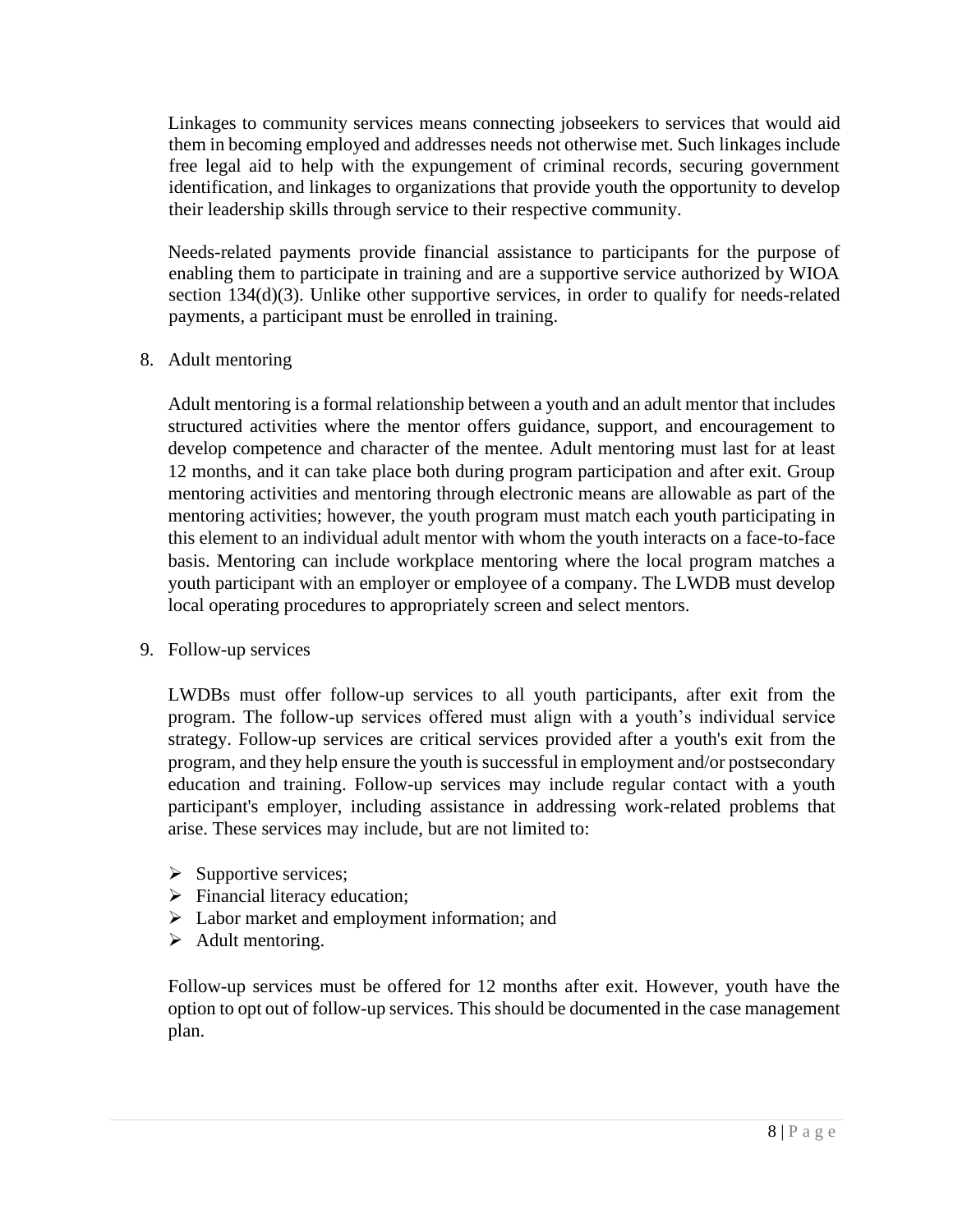Linkages to community services means connecting jobseekers to services that would aid them in becoming employed and addresses needs not otherwise met. Such linkages include free legal aid to help with the expungement of criminal records, securing government identification, and linkages to organizations that provide youth the opportunity to develop their leadership skills through service to their respective community.

Needs-related payments provide financial assistance to participants for the purpose of enabling them to participate in training and are a supportive service authorized by WIOA section 134(d)(3). Unlike other supportive services, in order to qualify for needs-related payments, a participant must be enrolled in training.

8. Adult mentoring

   Adult mentoring is a formal relationship between a youth and an adult mentor that includes structured activities where the mentor offers guidance, support, and encouragement to develop competence and character of the mentee. Adult mentoring must last for at least 12 months, and it can take place both during program participation and after exit. Group mentoring activities and mentoring through electronic means are allowable as part of the mentoring activities; however, the youth program must match each youth participating in this element to an individual adult mentor with whom the youth interacts on a face-to-face basis. Mentoring can include workplace mentoring where the local program matches a youth participant with an employer or employee of a company. The LWDB must develop local operating procedures to appropriately screen and select mentors.

9. Follow-up services

   LWDBs must offer follow-up services to all youth participants, after exit from the program. The follow-up services offered must align with a youth's individual service strategy. Follow-up services are critical services provided after a youth's exit from the program, and they help ensure the youth is successful in employment and/or postsecondary education and training. Follow-up services may include regular contact with a youth participant's employer, including assistance in addressing work-related problems that arise. These services may include, but are not limited to:

   - Supportive services;
   - Financial literacy education;
   - Labor market and employment information; and
   - Adult mentoring.

   Follow-up services must be offered for 12 months after exit. However, youth have the option to opt out of follow-up services. This should be documented in the case management plan.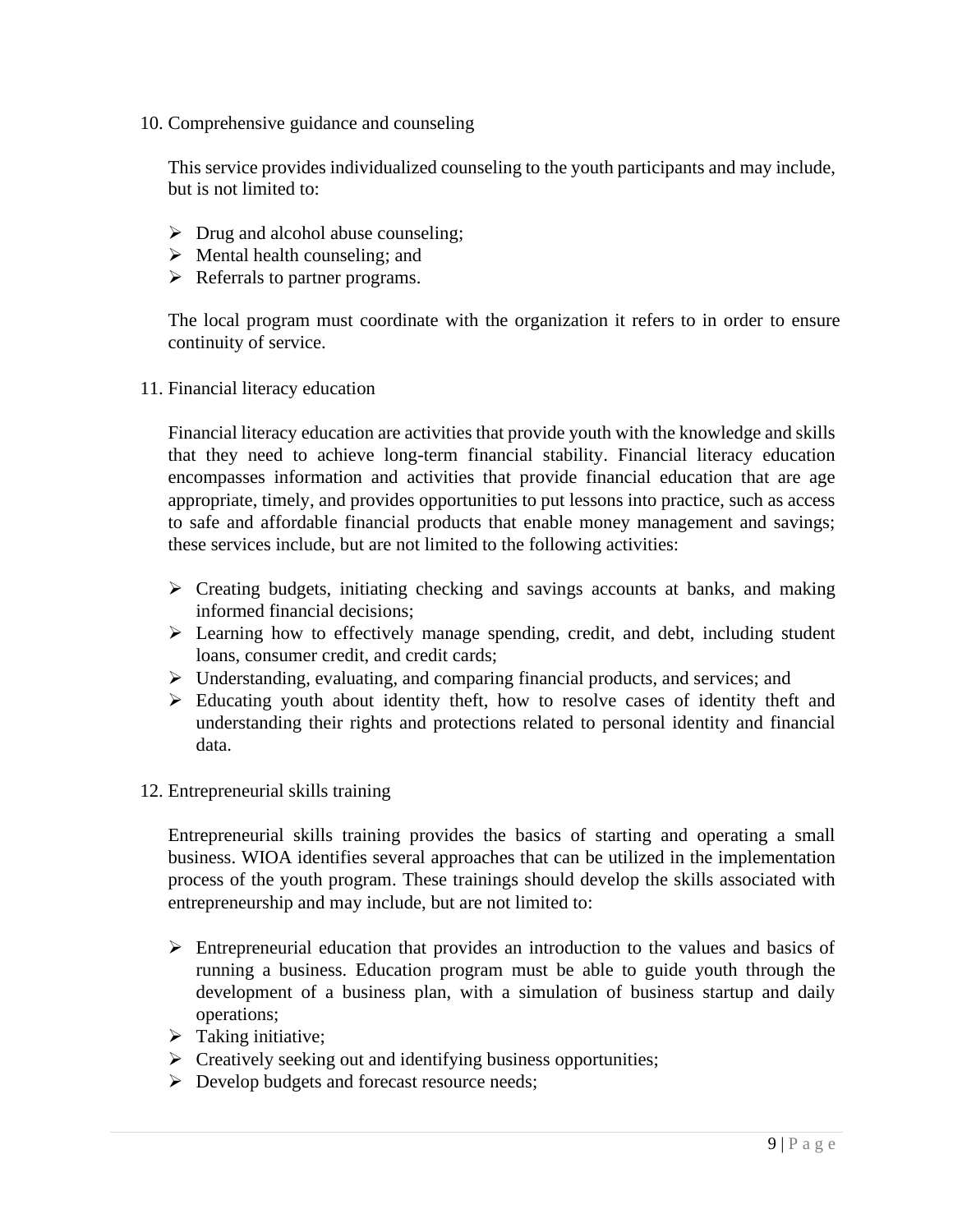10. Comprehensive guidance and counseling

    This service provides individualized counseling to the youth participants and may include, but is not limited to:

    - Drug and alcohol abuse counseling;
    - Mental health counseling; and
    - Referrals to partner programs.

    The local program must coordinate with the organization it refers to in order to ensure continuity of service.

11. Financial literacy education

    Financial literacy education are activities that provide youth with the knowledge and skills that they need to achieve long-term financial stability. Financial literacy education encompasses information and activities that provide financial education that are age appropriate, timely, and provides opportunities to put lessons into practice, such as access to safe and affordable financial products that enable money management and savings; these services include, but are not limited to the following activities:

    - Creating budgets, initiating checking and savings accounts at banks, and making informed financial decisions;
    - Learning how to effectively manage spending, credit, and debt, including student loans, consumer credit, and credit cards;
    - Understanding, evaluating, and comparing financial products, and services; and
    - Educating youth about identity theft, how to resolve cases of identity theft and understanding their rights and protections related to personal identity and financial data.

12. Entrepreneurial skills training

    Entrepreneurial skills training provides the basics of starting and operating a small business. WIOA identifies several approaches that can be utilized in the implementation process of the youth program. These trainings should develop the skills associated with entrepreneurship and may include, but are not limited to:

    - Entrepreneurial education that provides an introduction to the values and basics of running a business. Education program must be able to guide youth through the development of a business plan, with a simulation of business startup and daily operations;
    - Taking initiative;
    - Creatively seeking out and identifying business opportunities;
    - Develop budgets and forecast resource needs;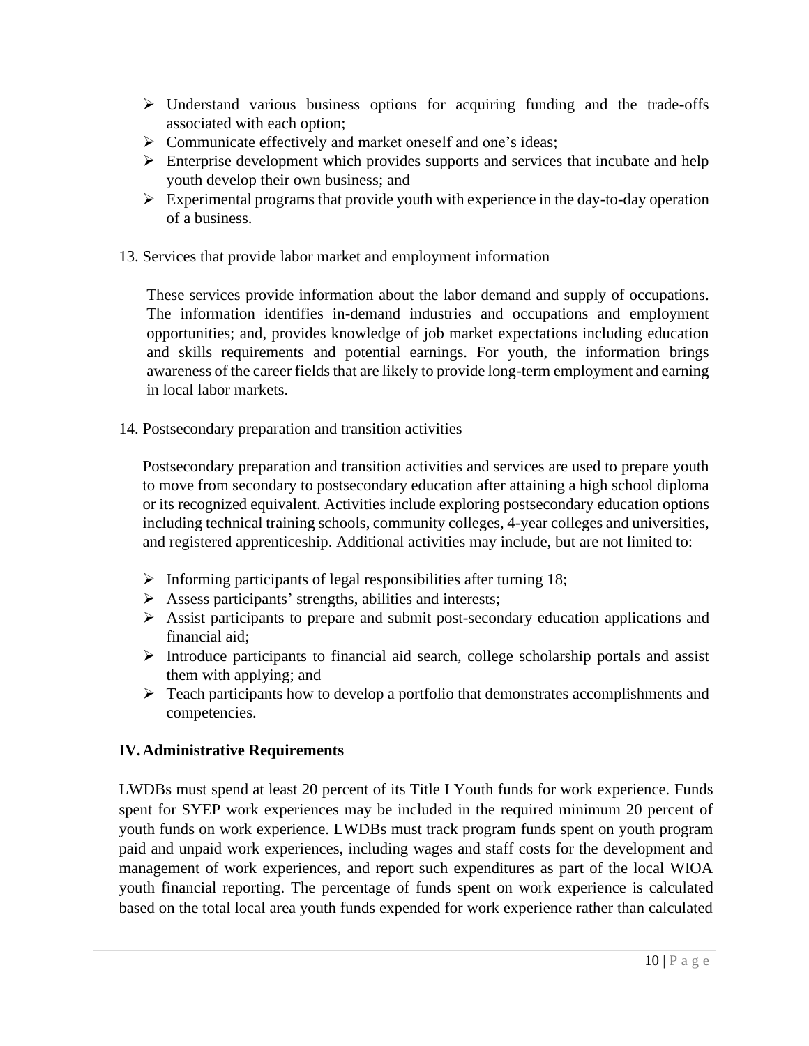- Understand various business options for acquiring funding and the trade-offs associated with each option;
- Communicate effectively and market oneself and one's ideas;
- Enterprise development which provides supports and services that incubate and help youth develop their own business; and
- Experimental programs that provide youth with experience in the day-to-day operation of a business.

13. Services that provide labor market and employment information

    These services provide information about the labor demand and supply of occupations. The information identifies in-demand industries and occupations and employment opportunities; and, provides knowledge of job market expectations including education and skills requirements and potential earnings. For youth, the information brings awareness of the career fields that are likely to provide long-term employment and earning in local labor markets.

14. Postsecondary preparation and transition activities

    Postsecondary preparation and transition activities and services are used to prepare youth to move from secondary to postsecondary education after attaining a high school diploma or its recognized equivalent. Activities include exploring postsecondary education options including technical training schools, community colleges, 4-year colleges and universities, and registered apprenticeship. Additional activities may include, but are not limited to:

    - Informing participants of legal responsibilities after turning 18;
    - Assess participants' strengths, abilities and interests;
    - Assist participants to prepare and submit post-secondary education applications and financial aid;
    - Introduce participants to financial aid search, college scholarship portals and assist them with applying; and
    - Teach participants how to develop a portfolio that demonstrates accomplishments and competencies.

## IV. Administrative Requirements

LWDBs must spend at least 20 percent of its Title I Youth funds for work experience. Funds spent for SYEP work experiences may be included in the required minimum 20 percent of youth funds on work experience. LWDBs must track program funds spent on youth program paid and unpaid work experiences, including wages and staff costs for the development and management of work experiences, and report such expenditures as part of the local WIOA youth financial reporting. The percentage of funds spent on work experience is calculated based on the total local area youth funds expended for work experience rather than calculated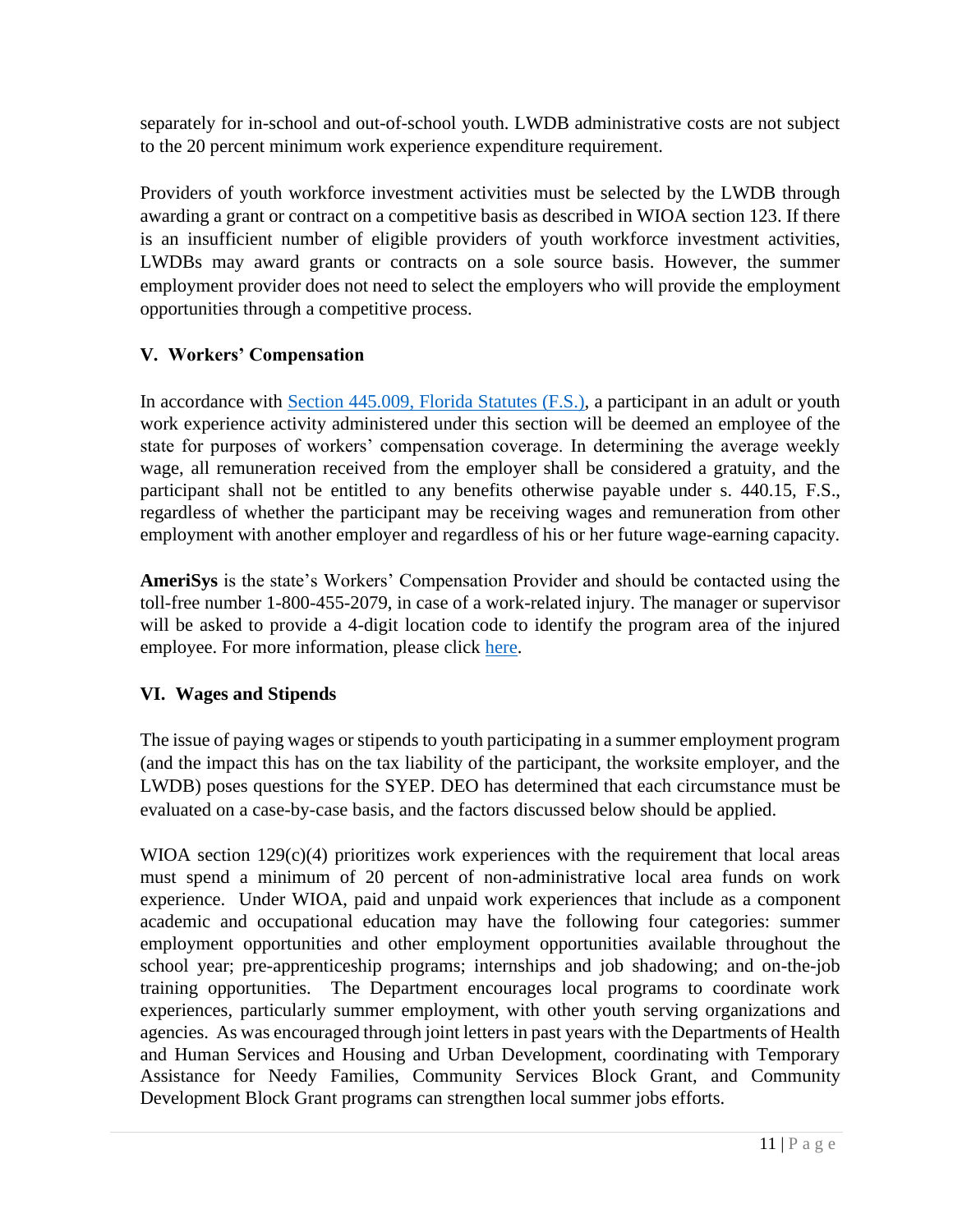separately for in-school and out-of-school youth. LWDB administrative costs are not subject to the 20 percent minimum work experience expenditure requirement.

Providers of youth workforce investment activities must be selected by the LWDB through awarding a grant or contract on a competitive basis as described in WIOA section 123. If there is an insufficient number of eligible providers of youth workforce investment activities, LWDBs may award grants or contracts on a sole source basis. However, the summer employment provider does not need to select the employers who will provide the employment opportunities through a competitive process.

## V. Workers' Compensation

In accordance with Section 445.009, Florida Statutes (F.S.), a participant in an adult or youth work experience activity administered under this section will be deemed an employee of the state for purposes of workers' compensation coverage. In determining the average weekly wage, all remuneration received from the employer shall be considered a gratuity, and the participant shall not be entitled to any benefits otherwise payable under s. 440.15, F.S., regardless of whether the participant may be receiving wages and remuneration from other employment with another employer and regardless of his or her future wage-earning capacity.

**AmeriSys** is the state's Workers' Compensation Provider and should be contacted using the toll-free number 1-800-455-2079, in case of a work-related injury. The manager or supervisor will be asked to provide a 4-digit location code to identify the program area of the injured employee. For more information, please click here.

## VI. Wages and Stipends

The issue of paying wages or stipends to youth participating in a summer employment program (and the impact this has on the tax liability of the participant, the worksite employer, and the LWDB) poses questions for the SYEP. DEO has determined that each circumstance must be evaluated on a case-by-case basis, and the factors discussed below should be applied.

WIOA section 129(c)(4) prioritizes work experiences with the requirement that local areas must spend a minimum of 20 percent of non-administrative local area funds on work experience. Under WIOA, paid and unpaid work experiences that include as a component academic and occupational education may have the following four categories: summer employment opportunities and other employment opportunities available throughout the school year; pre-apprenticeship programs; internships and job shadowing; and on-the-job training opportunities. The Department encourages local programs to coordinate work experiences, particularly summer employment, with other youth serving organizations and agencies. As was encouraged through joint letters in past years with the Departments of Health and Human Services and Housing and Urban Development, coordinating with Temporary Assistance for Needy Families, Community Services Block Grant, and Community Development Block Grant programs can strengthen local summer jobs efforts.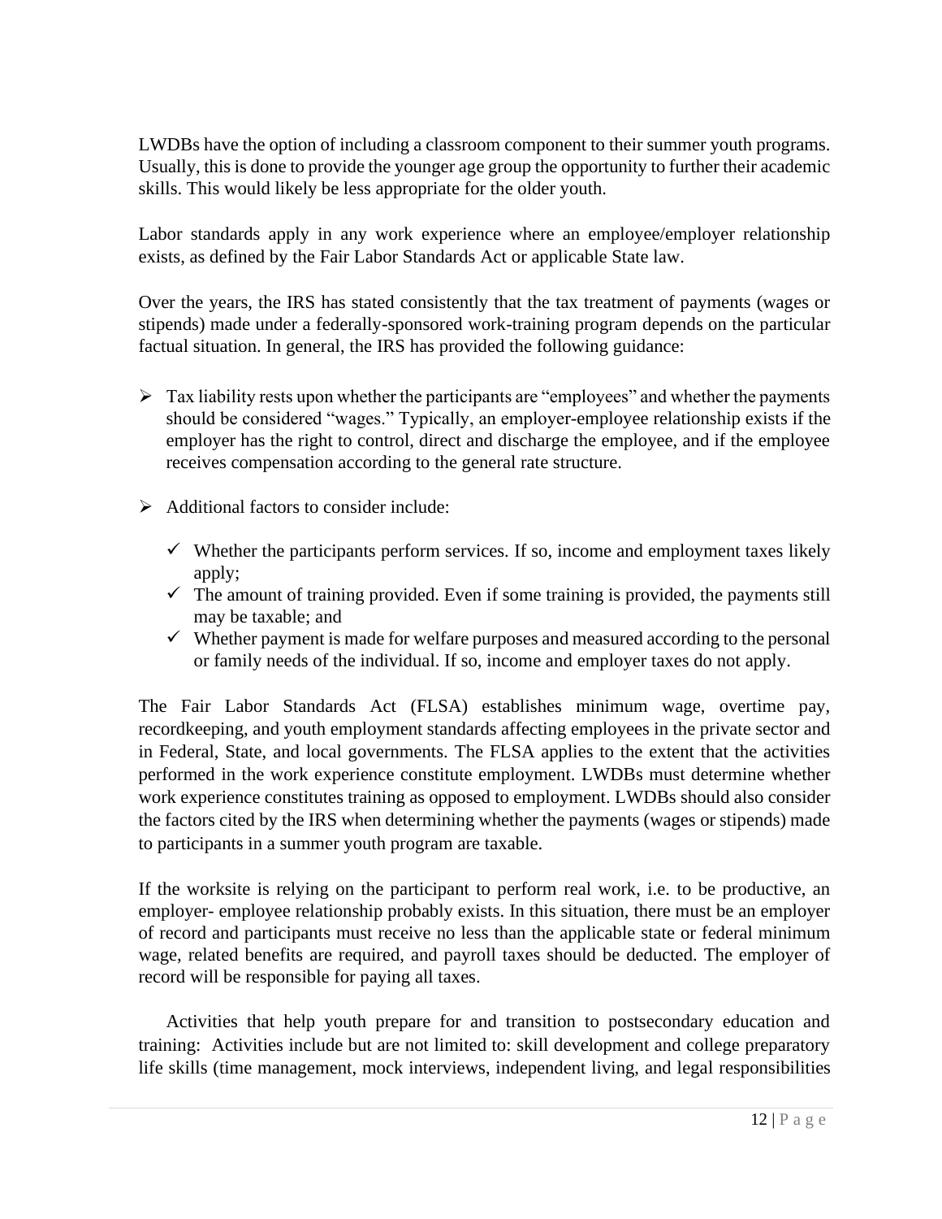LWDBs have the option of including a classroom component to their summer youth programs. Usually, this is done to provide the younger age group the opportunity to further their academic skills. This would likely be less appropriate for the older youth.

Labor standards apply in any work experience where an employee/employer relationship exists, as defined by the Fair Labor Standards Act or applicable State law.

Over the years, the IRS has stated consistently that the tax treatment of payments (wages or stipends) made under a federally-sponsored work-training program depends on the particular factual situation. In general, the IRS has provided the following guidance:

- Tax liability rests upon whether the participants are "employees" and whether the payments should be considered "wages." Typically, an employer-employee relationship exists if the employer has the right to control, direct and discharge the employee, and if the employee receives compensation according to the general rate structure.

- Additional factors to consider include:

  - Whether the participants perform services. If so, income and employment taxes likely apply;
  - The amount of training provided. Even if some training is provided, the payments still may be taxable; and
  - Whether payment is made for welfare purposes and measured according to the personal or family needs of the individual. If so, income and employer taxes do not apply.

The Fair Labor Standards Act (FLSA) establishes minimum wage, overtime pay, recordkeeping, and youth employment standards affecting employees in the private sector and in Federal, State, and local governments. The FLSA applies to the extent that the activities performed in the work experience constitute employment. LWDBs must determine whether work experience constitutes training as opposed to employment. LWDBs should also consider the factors cited by the IRS when determining whether the payments (wages or stipends) made to participants in a summer youth program are taxable.

If the worksite is relying on the participant to perform real work, i.e. to be productive, an employer- employee relationship probably exists. In this situation, there must be an employer of record and participants must receive no less than the applicable state or federal minimum wage, related benefits are required, and payroll taxes should be deducted. The employer of record will be responsible for paying all taxes.

Activities that help youth prepare for and transition to postsecondary education and training: Activities include but are not limited to: skill development and college preparatory life skills (time management, mock interviews, independent living, and legal responsibilities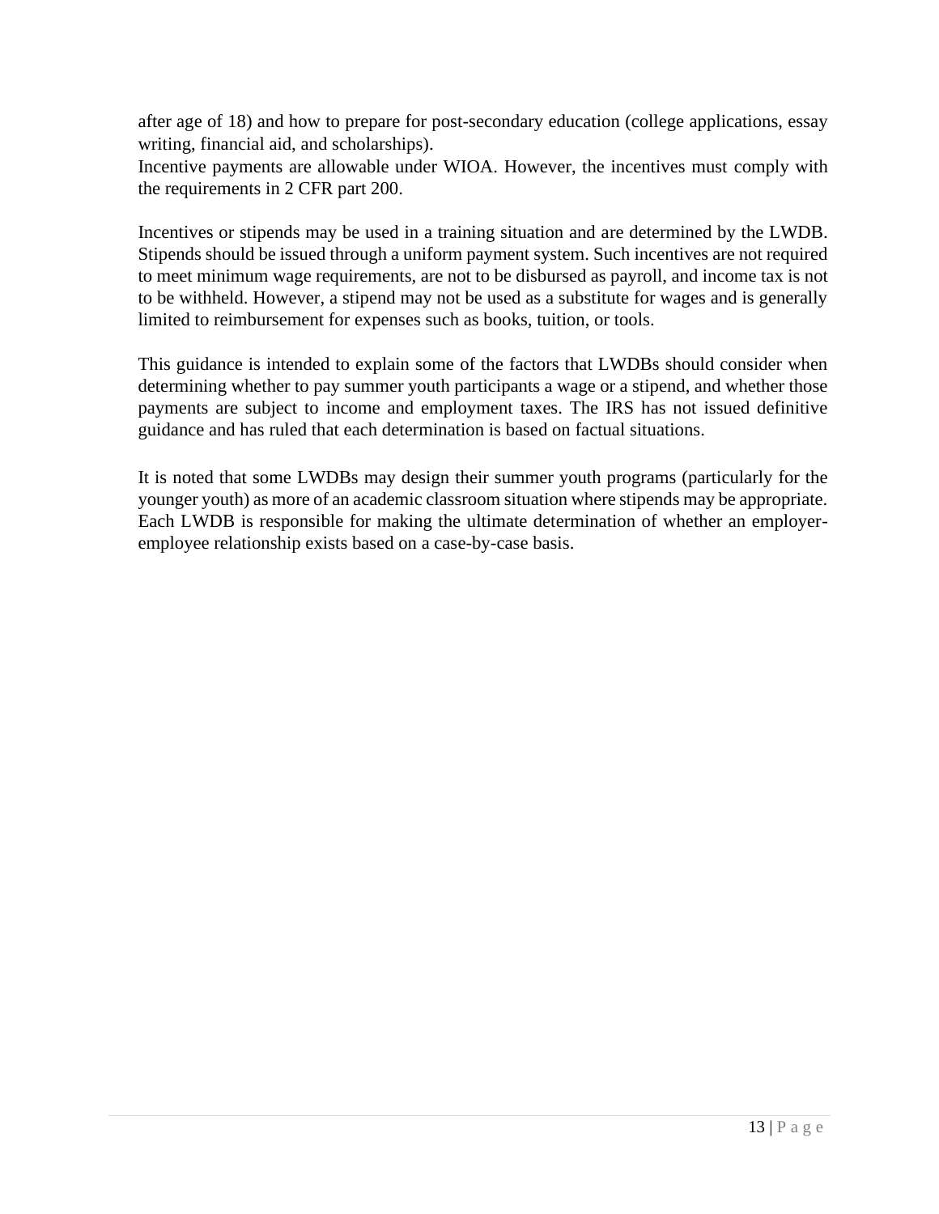after age of 18) and how to prepare for post-secondary education (college applications, essay writing, financial aid, and scholarships).
Incentive payments are allowable under WIOA. However, the incentives must comply with the requirements in 2 CFR part 200.

Incentives or stipends may be used in a training situation and are determined by the LWDB. Stipends should be issued through a uniform payment system. Such incentives are not required to meet minimum wage requirements, are not to be disbursed as payroll, and income tax is not to be withheld. However, a stipend may not be used as a substitute for wages and is generally limited to reimbursement for expenses such as books, tuition, or tools.

This guidance is intended to explain some of the factors that LWDBs should consider when determining whether to pay summer youth participants a wage or a stipend, and whether those payments are subject to income and employment taxes. The IRS has not issued definitive guidance and has ruled that each determination is based on factual situations.

It is noted that some LWDBs may design their summer youth programs (particularly for the younger youth) as more of an academic classroom situation where stipends may be appropriate. Each LWDB is responsible for making the ultimate determination of whether an employer-employee relationship exists based on a case-by-case basis.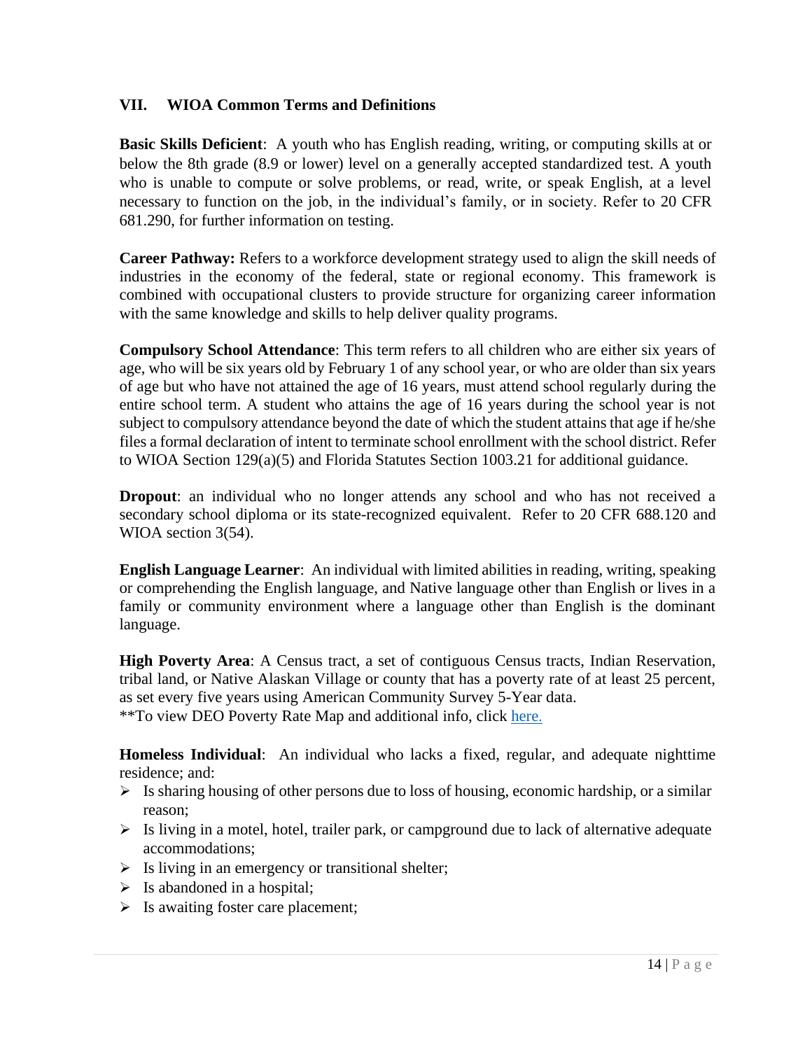## VII. WIOA Common Terms and Definitions

**Basic Skills Deficient**: A youth who has English reading, writing, or computing skills at or below the 8th grade (8.9 or lower) level on a generally accepted standardized test. A youth who is unable to compute or solve problems, or read, write, or speak English, at a level necessary to function on the job, in the individual's family, or in society. Refer to 20 CFR 681.290, for further information on testing.

**Career Pathway:** Refers to a workforce development strategy used to align the skill needs of industries in the economy of the federal, state or regional economy. This framework is combined with occupational clusters to provide structure for organizing career information with the same knowledge and skills to help deliver quality programs.

**Compulsory School Attendance**: This term refers to all children who are either six years of age, who will be six years old by February 1 of any school year, or who are older than six years of age but who have not attained the age of 16 years, must attend school regularly during the entire school term. A student who attains the age of 16 years during the school year is not subject to compulsory attendance beyond the date of which the student attains that age if he/she files a formal declaration of intent to terminate school enrollment with the school district. Refer to WIOA Section 129(a)(5) and Florida Statutes Section 1003.21 for additional guidance.

**Dropout**: an individual who no longer attends any school and who has not received a secondary school diploma or its state-recognized equivalent. Refer to 20 CFR 688.120 and WIOA section 3(54).

**English Language Learner**: An individual with limited abilities in reading, writing, speaking or comprehending the English language, and Native language other than English or lives in a family or community environment where a language other than English is the dominant language.

**High Poverty Area**: A Census tract, a set of contiguous Census tracts, Indian Reservation, tribal land, or Native Alaskan Village or county that has a poverty rate of at least 25 percent, as set every five years using American Community Survey 5-Year data.
**To view DEO Poverty Rate Map and additional info, click here.

**Homeless Individual**: An individual who lacks a fixed, regular, and adequate nighttime residence; and:

- Is sharing housing of other persons due to loss of housing, economic hardship, or a similar reason;
- Is living in a motel, hotel, trailer park, or campground due to lack of alternative adequate accommodations;
- Is living in an emergency or transitional shelter;
- Is abandoned in a hospital;
- Is awaiting foster care placement;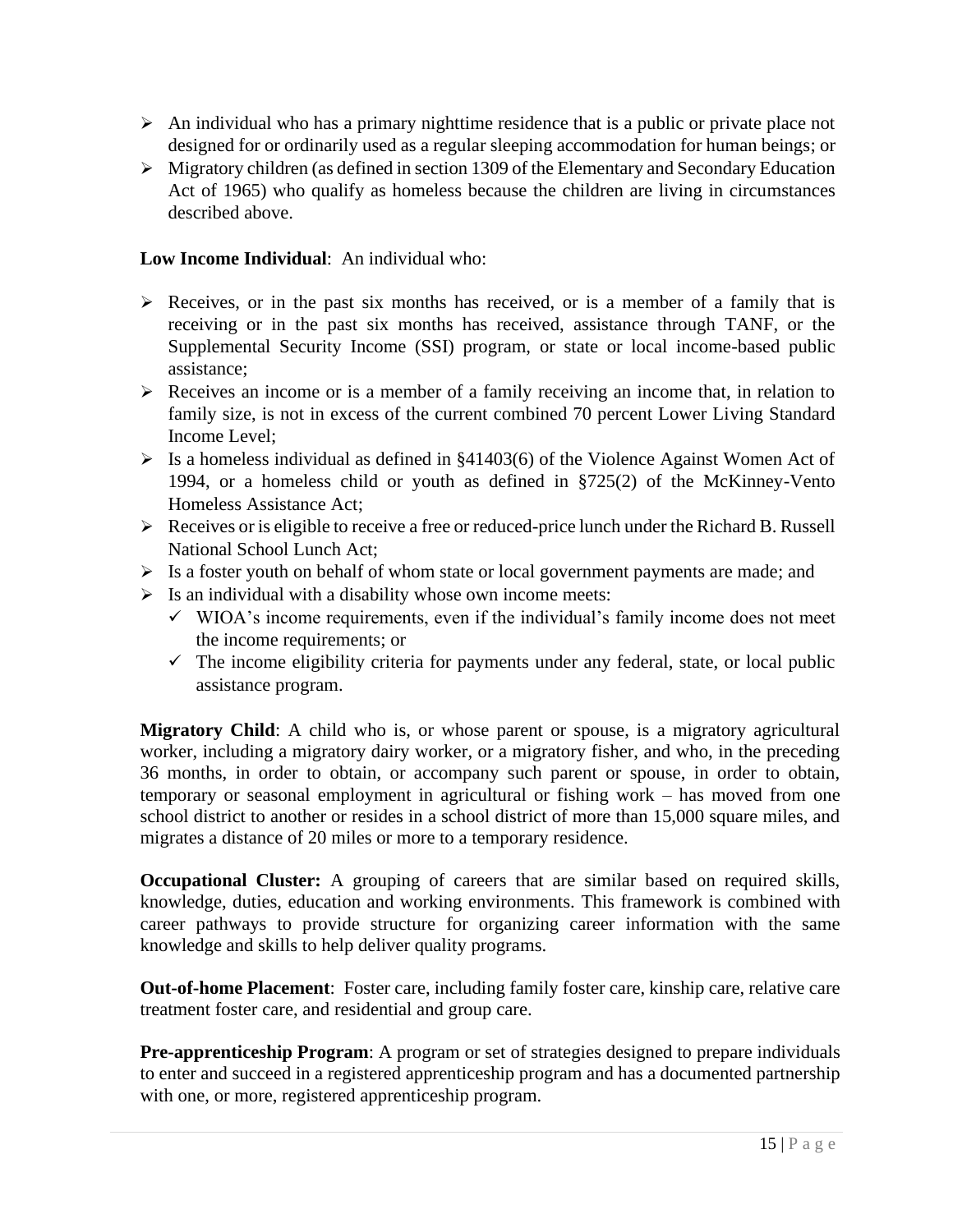- An individual who has a primary nighttime residence that is a public or private place not designed for or ordinarily used as a regular sleeping accommodation for human beings; or
- Migratory children (as defined in section 1309 of the Elementary and Secondary Education Act of 1965) who qualify as homeless because the children are living in circumstances described above.

**Low Income Individual**: An individual who:

- Receives, or in the past six months has received, or is a member of a family that is receiving or in the past six months has received, assistance through TANF, or the Supplemental Security Income (SSI) program, or state or local income-based public assistance;
- Receives an income or is a member of a family receiving an income that, in relation to family size, is not in excess of the current combined 70 percent Lower Living Standard Income Level;
- Is a homeless individual as defined in §41403(6) of the Violence Against Women Act of 1994, or a homeless child or youth as defined in §725(2) of the McKinney-Vento Homeless Assistance Act;
- Receives or is eligible to receive a free or reduced-price lunch under the Richard B. Russell National School Lunch Act;
- Is a foster youth on behalf of whom state or local government payments are made; and
- Is an individual with a disability whose own income meets:
  - ✓ WIOA's income requirements, even if the individual's family income does not meet the income requirements; or
  - ✓ The income eligibility criteria for payments under any federal, state, or local public assistance program.

**Migratory Child**: A child who is, or whose parent or spouse, is a migratory agricultural worker, including a migratory dairy worker, or a migratory fisher, and who, in the preceding 36 months, in order to obtain, or accompany such parent or spouse, in order to obtain, temporary or seasonal employment in agricultural or fishing work – has moved from one school district to another or resides in a school district of more than 15,000 square miles, and migrates a distance of 20 miles or more to a temporary residence.

**Occupational Cluster:** A grouping of careers that are similar based on required skills, knowledge, duties, education and working environments. This framework is combined with career pathways to provide structure for organizing career information with the same knowledge and skills to help deliver quality programs.

**Out-of-home Placement**: Foster care, including family foster care, kinship care, relative care treatment foster care, and residential and group care.

**Pre-apprenticeship Program**: A program or set of strategies designed to prepare individuals to enter and succeed in a registered apprenticeship program and has a documented partnership with one, or more, registered apprenticeship program.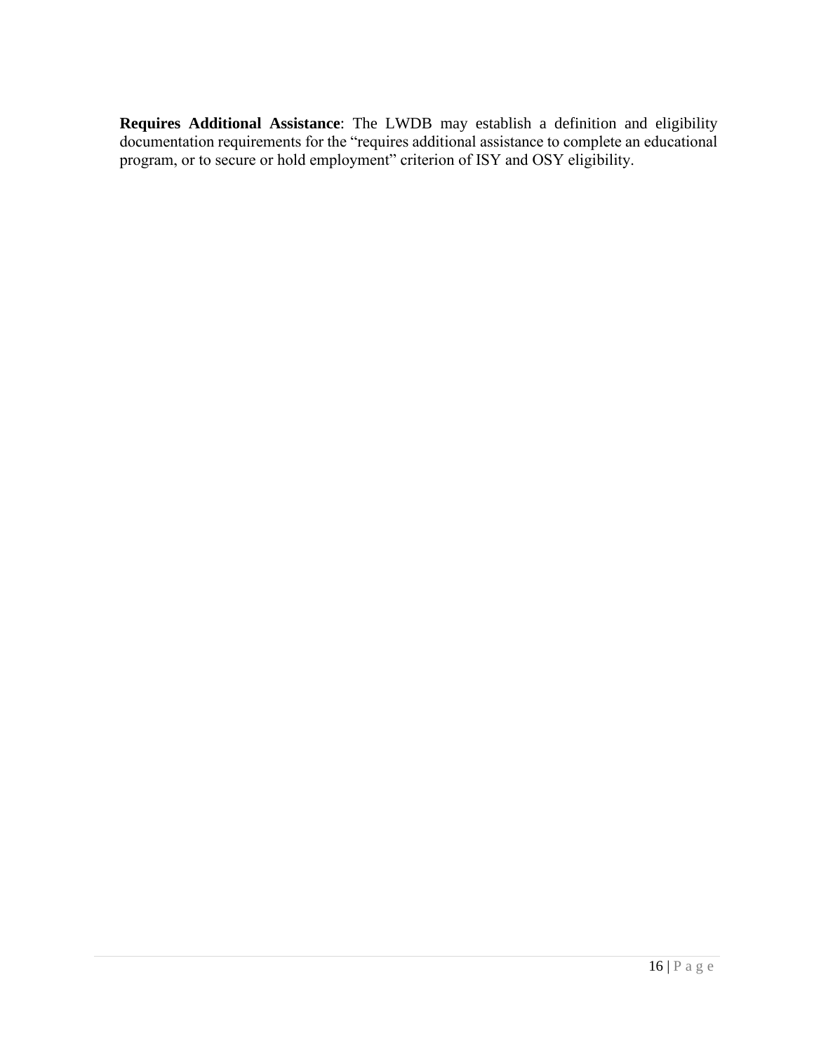**Requires Additional Assistance**: The LWDB may establish a definition and eligibility documentation requirements for the "requires additional assistance to complete an educational program, or to secure or hold employment" criterion of ISY and OSY eligibility.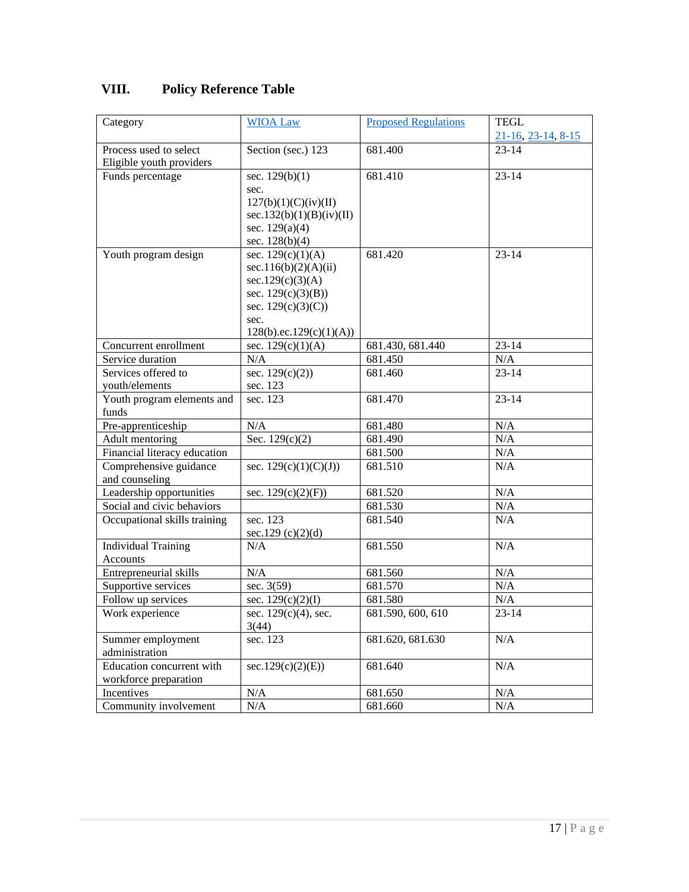## VIII. Policy Reference Table

| Category | WIOA Law | Proposed Regulations | TEGL 21-16, 23-14, 8-15 |
| --- | --- | --- | --- |
| Process used to select Eligible youth providers | Section (sec.) 123 | 681.400 | 23-14 |
| Funds percentage | sec. 129(b)(1) sec. 127(b)(1)(C)(iv)(II) sec.132(b)(1)(B)(iv)(II) sec. 129(a)(4) sec. 128(b)(4) | 681.410 | 23-14 |
| Youth program design | sec. 129(c)(1)(A) sec.116(b)(2)(A)(ii) sec.129(c)(3)(A) sec. 129(c)(3)(B)) sec. 129(c)(3)(C)) sec. 128(b).ec.129(c)(1)(A)) | 681.420 | 23-14 |
| Concurrent enrollment | sec. 129(c)(1)(A) | 681.430, 681.440 | 23-14 |
| Service duration | N/A | 681.450 | N/A |
| Services offered to youth/elements | sec. 129(c)(2)) sec. 123 | 681.460 | 23-14 |
| Youth program elements and funds | sec. 123 | 681.470 | 23-14 |
| Pre-apprenticeship | N/A | 681.480 | N/A |
| Adult mentoring | Sec. 129(c)(2) | 681.490 | N/A |
| Financial literacy education | | 681.500 | N/A |
| Comprehensive guidance and counseling | sec. 129(c)(1)(C)(J)) | 681.510 | N/A |
| Leadership opportunities | sec. 129(c)(2)(F)) | 681.520 | N/A |
| Social and civic behaviors | | 681.530 | N/A |
| Occupational skills training | sec. 123 sec.129 (c)(2)(d) | 681.540 | N/A |
| Individual Training Accounts | N/A | 681.550 | N/A |
| Entrepreneurial skills | N/A | 681.560 | N/A |
| Supportive services | sec. 3(59) | 681.570 | N/A |
| Follow up services | sec. 129(c)(2)(I) | 681.580 | N/A |
| Work experience | sec. 129(c)(4), sec. 3(44) | 681.590, 600, 610 | 23-14 |
| Summer employment administration | sec. 123 | 681.620, 681.630 | N/A |
| Education concurrent with workforce preparation | sec.129(c)(2)(E)) | 681.640 | N/A |
| Incentives | N/A | 681.650 | N/A |
| Community involvement | N/A | 681.660 | N/A |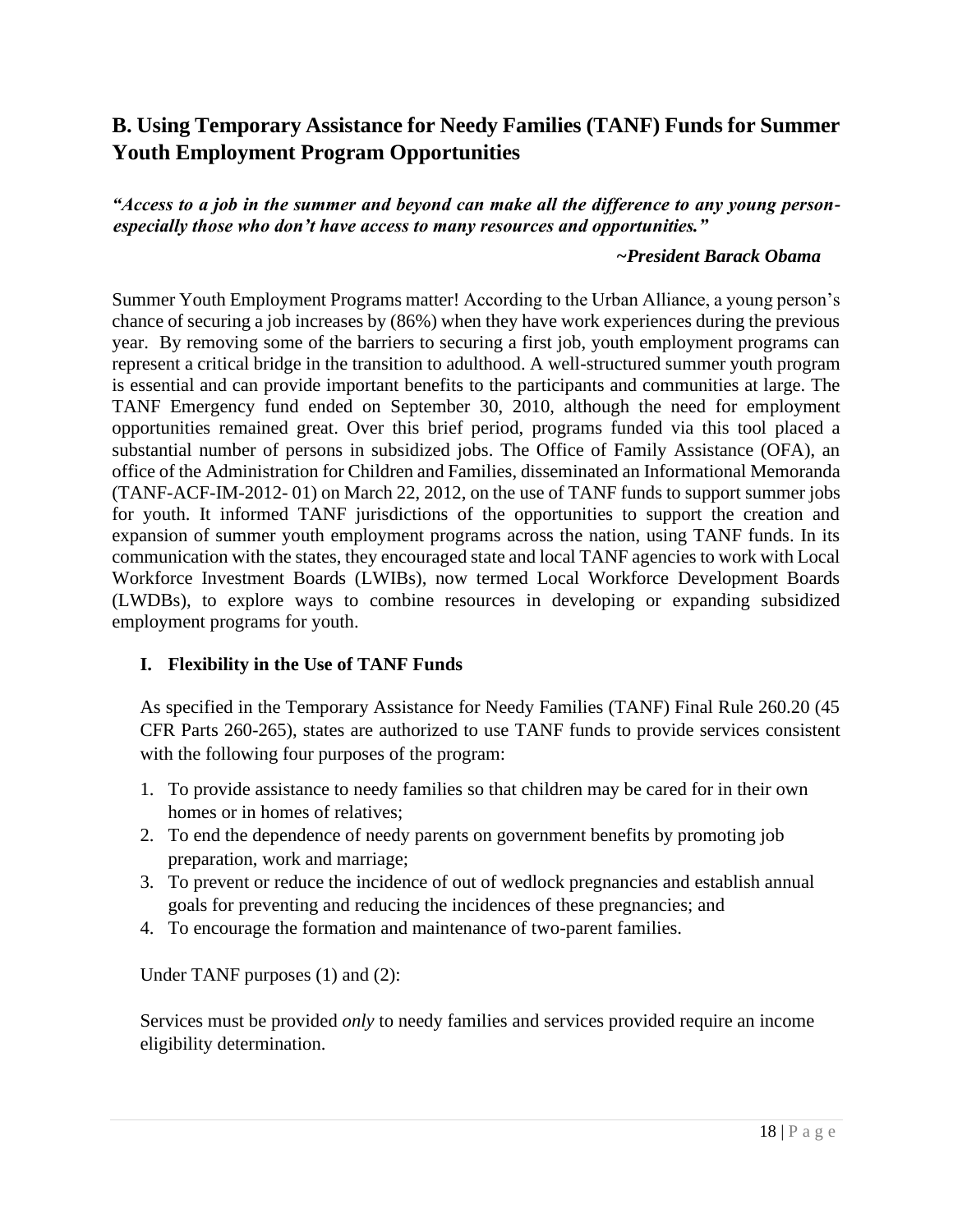## B. Using Temporary Assistance for Needy Families (TANF) Funds for Summer Youth Employment Program Opportunities

***"Access to a job in the summer and beyond can make all the difference to any young person- especially those who don't have access to many resources and opportunities."***

***~President Barack Obama***

Summer Youth Employment Programs matter! According to the Urban Alliance, a young person's chance of securing a job increases by (86%) when they have work experiences during the previous year. By removing some of the barriers to securing a first job, youth employment programs can represent a critical bridge in the transition to adulthood. A well-structured summer youth program is essential and can provide important benefits to the participants and communities at large. The TANF Emergency fund ended on September 30, 2010, although the need for employment opportunities remained great. Over this brief period, programs funded via this tool placed a substantial number of persons in subsidized jobs. The Office of Family Assistance (OFA), an office of the Administration for Children and Families, disseminated an Informational Memoranda (TANF-ACF-IM-2012- 01) on March 22, 2012, on the use of TANF funds to support summer jobs for youth. It informed TANF jurisdictions of the opportunities to support the creation and expansion of summer youth employment programs across the nation, using TANF funds. In its communication with the states, they encouraged state and local TANF agencies to work with Local Workforce Investment Boards (LWIBs), now termed Local Workforce Development Boards (LWDBs), to explore ways to combine resources in developing or expanding subsidized employment programs for youth.

### I. Flexibility in the Use of TANF Funds

As specified in the Temporary Assistance for Needy Families (TANF) Final Rule 260.20 (45 CFR Parts 260-265), states are authorized to use TANF funds to provide services consistent with the following four purposes of the program:

1. To provide assistance to needy families so that children may be cared for in their own homes or in homes of relatives;
2. To end the dependence of needy parents on government benefits by promoting job preparation, work and marriage;
3. To prevent or reduce the incidence of out of wedlock pregnancies and establish annual goals for preventing and reducing the incidences of these pregnancies; and
4. To encourage the formation and maintenance of two-parent families.

Under TANF purposes (1) and (2):

Services must be provided *only* to needy families and services provided require an income eligibility determination.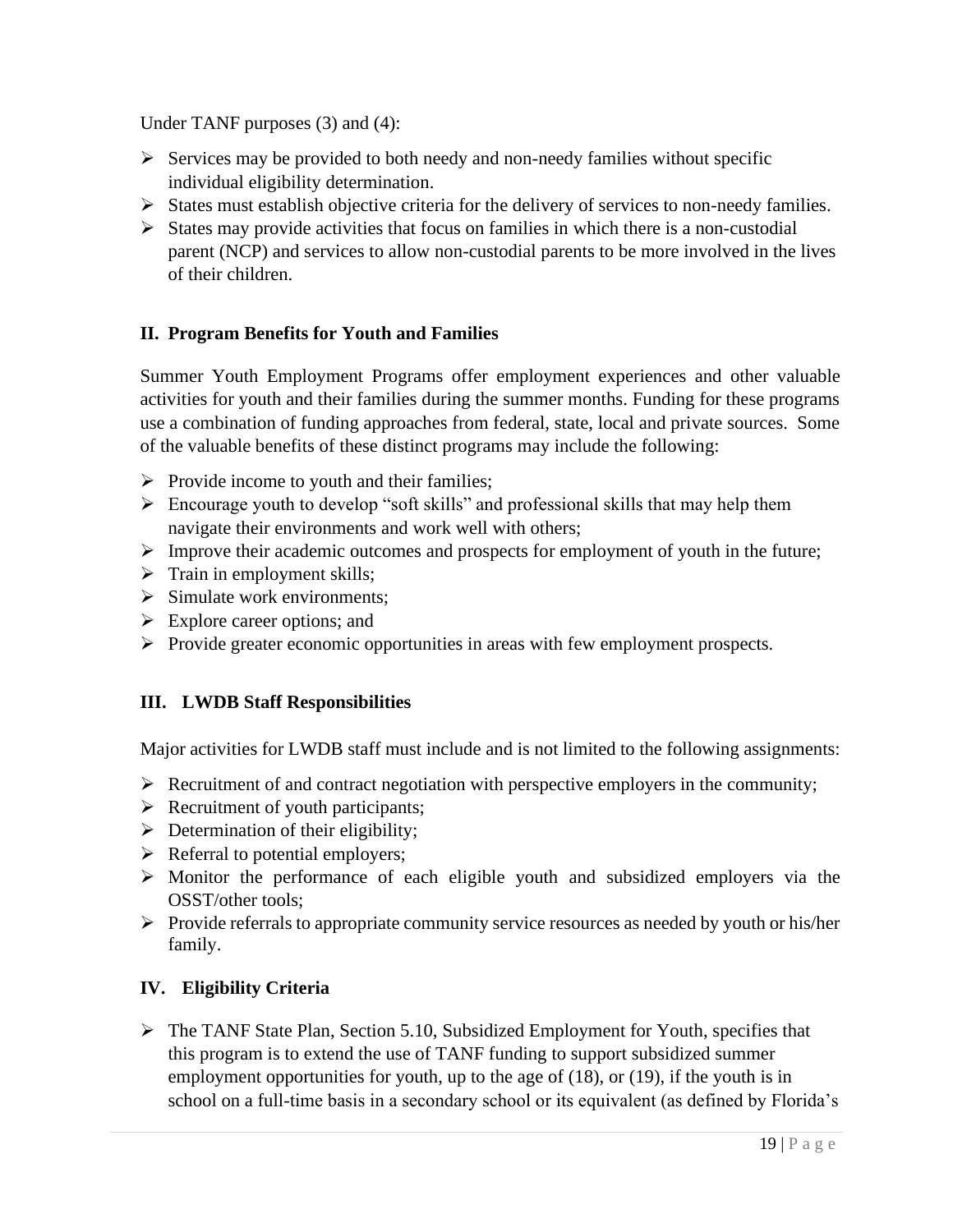Under TANF purposes (3) and (4):

- Services may be provided to both needy and non-needy families without specific individual eligibility determination.
- States must establish objective criteria for the delivery of services to non-needy families.
- States may provide activities that focus on families in which there is a non-custodial parent (NCP) and services to allow non-custodial parents to be more involved in the lives of their children.

## II. Program Benefits for Youth and Families

Summer Youth Employment Programs offer employment experiences and other valuable activities for youth and their families during the summer months. Funding for these programs use a combination of funding approaches from federal, state, local and private sources. Some of the valuable benefits of these distinct programs may include the following:

- Provide income to youth and their families;
- Encourage youth to develop "soft skills" and professional skills that may help them navigate their environments and work well with others;
- Improve their academic outcomes and prospects for employment of youth in the future;
- Train in employment skills;
- Simulate work environments;
- Explore career options; and
- Provide greater economic opportunities in areas with few employment prospects.

## III. LWDB Staff Responsibilities

Major activities for LWDB staff must include and is not limited to the following assignments:

- Recruitment of and contract negotiation with perspective employers in the community;
- Recruitment of youth participants;
- Determination of their eligibility;
- Referral to potential employers;
- Monitor the performance of each eligible youth and subsidized employers via the OSST/other tools;
- Provide referrals to appropriate community service resources as needed by youth or his/her family.

## IV. Eligibility Criteria

- The TANF State Plan, Section 5.10, Subsidized Employment for Youth, specifies that this program is to extend the use of TANF funding to support subsidized summer employment opportunities for youth, up to the age of (18), or (19), if the youth is in school on a full-time basis in a secondary school or its equivalent (as defined by Florida's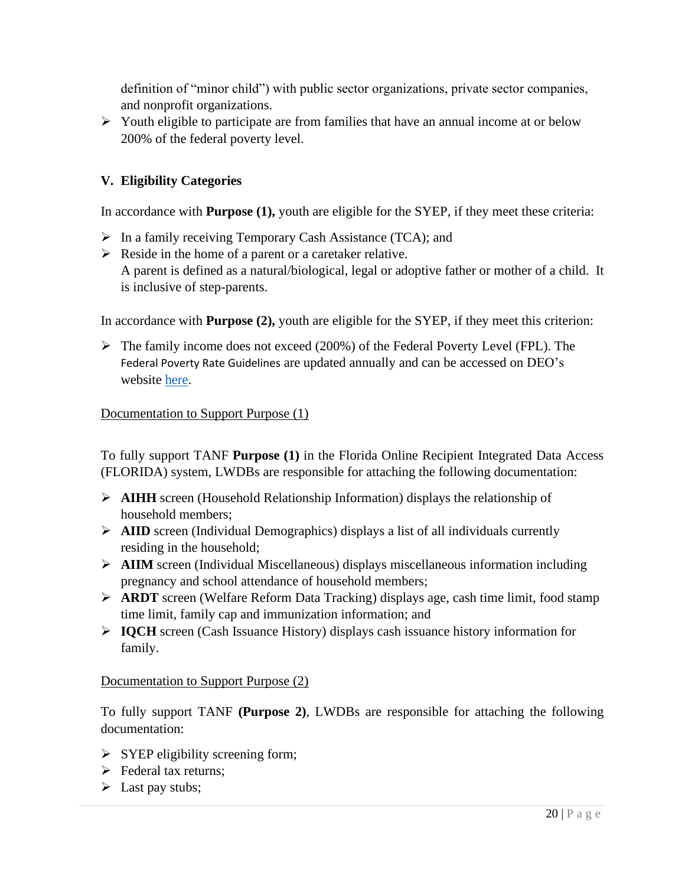definition of "minor child") with public sector organizations, private sector companies, and nonprofit organizations.

- Youth eligible to participate are from families that have an annual income at or below 200% of the federal poverty level.

## V. Eligibility Categories

In accordance with **Purpose (1),** youth are eligible for the SYEP, if they meet these criteria:

- In a family receiving Temporary Cash Assistance (TCA); and
- Reside in the home of a parent or a caretaker relative.
  A parent is defined as a natural/biological, legal or adoptive father or mother of a child. It is inclusive of step-parents.

In accordance with **Purpose (2),** youth are eligible for the SYEP, if they meet this criterion:

- The family income does not exceed (200%) of the Federal Poverty Level (FPL). The Federal Poverty Rate Guidelines are updated annually and can be accessed on DEO's website here.

Documentation to Support Purpose (1)

To fully support TANF **Purpose (1)** in the Florida Online Recipient Integrated Data Access (FLORIDA) system, LWDBs are responsible for attaching the following documentation:

- **AIHH** screen (Household Relationship Information) displays the relationship of household members;
- **AIID** screen (Individual Demographics) displays a list of all individuals currently residing in the household;
- **AIIM** screen (Individual Miscellaneous) displays miscellaneous information including pregnancy and school attendance of household members;
- **ARDT** screen (Welfare Reform Data Tracking) displays age, cash time limit, food stamp time limit, family cap and immunization information; and
- **IQCH** screen (Cash Issuance History) displays cash issuance history information for family.

Documentation to Support Purpose (2)

To fully support TANF **(Purpose 2)**, LWDBs are responsible for attaching the following documentation:

- SYEP eligibility screening form;
- Federal tax returns;
- Last pay stubs;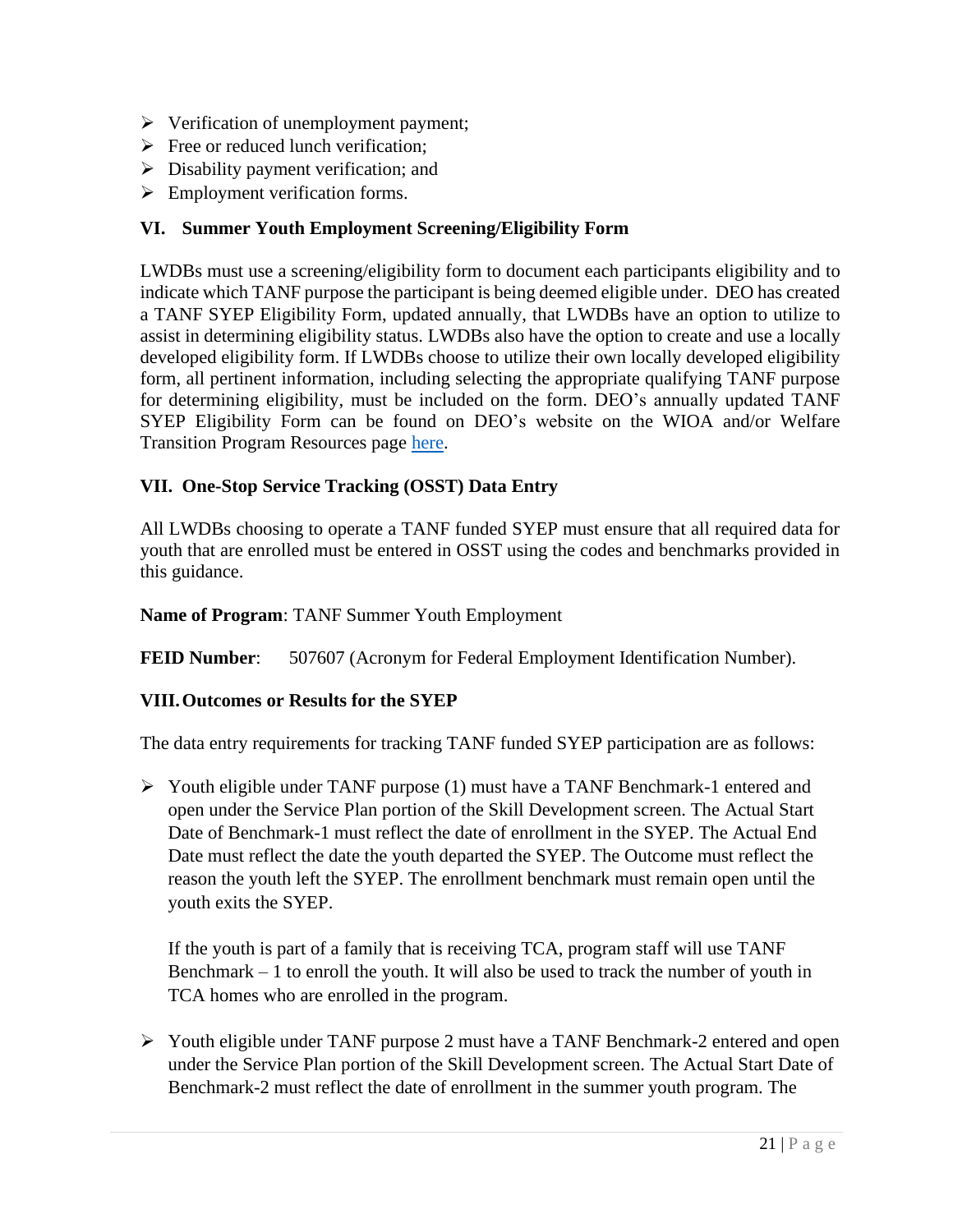- Verification of unemployment payment;
- Free or reduced lunch verification;
- Disability payment verification; and
- Employment verification forms.

## VI. Summer Youth Employment Screening/Eligibility Form

LWDBs must use a screening/eligibility form to document each participants eligibility and to indicate which TANF purpose the participant is being deemed eligible under. DEO has created a TANF SYEP Eligibility Form, updated annually, that LWDBs have an option to utilize to assist in determining eligibility status. LWDBs also have the option to create and use a locally developed eligibility form. If LWDBs choose to utilize their own locally developed eligibility form, all pertinent information, including selecting the appropriate qualifying TANF purpose for determining eligibility, must be included on the form. DEO's annually updated TANF SYEP Eligibility Form can be found on DEO's website on the WIOA and/or Welfare Transition Program Resources page here.

## VII. One-Stop Service Tracking (OSST) Data Entry

All LWDBs choosing to operate a TANF funded SYEP must ensure that all required data for youth that are enrolled must be entered in OSST using the codes and benchmarks provided in this guidance.

**Name of Program**: TANF Summer Youth Employment

**FEID Number**: 507607 (Acronym for Federal Employment Identification Number).

## VIII. Outcomes or Results for the SYEP

The data entry requirements for tracking TANF funded SYEP participation are as follows:

- Youth eligible under TANF purpose (1) must have a TANF Benchmark-1 entered and open under the Service Plan portion of the Skill Development screen. The Actual Start Date of Benchmark-1 must reflect the date of enrollment in the SYEP. The Actual End Date must reflect the date the youth departed the SYEP. The Outcome must reflect the reason the youth left the SYEP. The enrollment benchmark must remain open until the youth exits the SYEP.

  If the youth is part of a family that is receiving TCA, program staff will use TANF Benchmark – 1 to enroll the youth. It will also be used to track the number of youth in TCA homes who are enrolled in the program.

- Youth eligible under TANF purpose 2 must have a TANF Benchmark-2 entered and open under the Service Plan portion of the Skill Development screen. The Actual Start Date of Benchmark-2 must reflect the date of enrollment in the summer youth program. The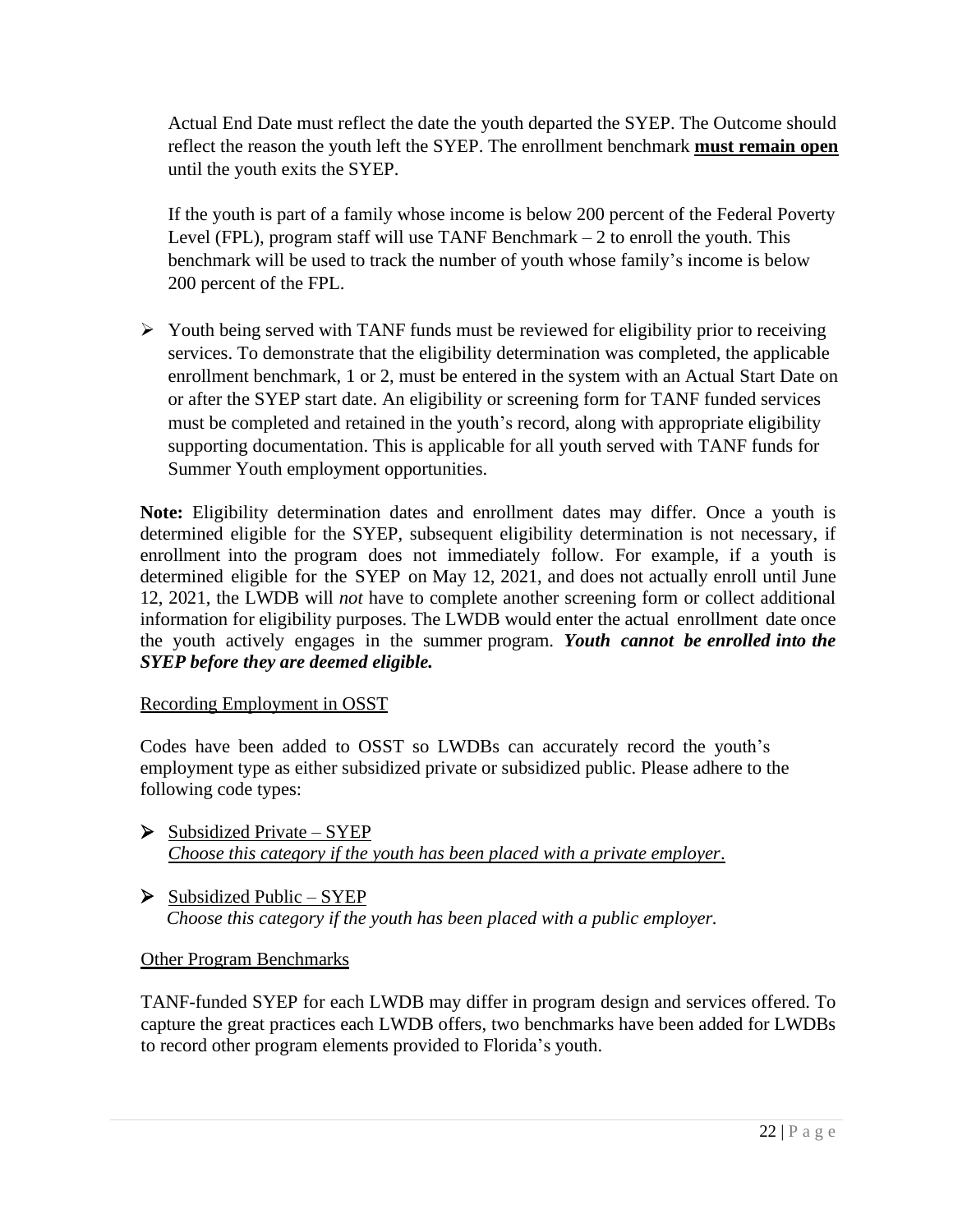Actual End Date must reflect the date the youth departed the SYEP. The Outcome should reflect the reason the youth left the SYEP. The enrollment benchmark **must remain open** until the youth exits the SYEP.

If the youth is part of a family whose income is below 200 percent of the Federal Poverty Level (FPL), program staff will use TANF Benchmark – 2 to enroll the youth. This benchmark will be used to track the number of youth whose family's income is below 200 percent of the FPL.

- Youth being served with TANF funds must be reviewed for eligibility prior to receiving services. To demonstrate that the eligibility determination was completed, the applicable enrollment benchmark, 1 or 2, must be entered in the system with an Actual Start Date on or after the SYEP start date. An eligibility or screening form for TANF funded services must be completed and retained in the youth's record, along with appropriate eligibility supporting documentation. This is applicable for all youth served with TANF funds for Summer Youth employment opportunities.

**Note:** Eligibility determination dates and enrollment dates may differ. Once a youth is determined eligible for the SYEP, subsequent eligibility determination is not necessary, if enrollment into the program does not immediately follow. For example, if a youth is determined eligible for the SYEP on May 12, 2021, and does not actually enroll until June 12, 2021, the LWDB will *not* have to complete another screening form or collect additional information for eligibility purposes. The LWDB would enter the actual enrollment date once the youth actively engages in the summer program. ***Youth cannot be enrolled into the SYEP before they are deemed eligible.***

Recording Employment in OSST

Codes have been added to OSST so LWDBs can accurately record the youth's employment type as either subsidized private or subsidized public. Please adhere to the following code types:

- Subsidized Private – SYEP
  *Choose this category if the youth has been placed with a private employer.*

- Subsidized Public – SYEP
  *Choose this category if the youth has been placed with a public employer.*

Other Program Benchmarks

TANF-funded SYEP for each LWDB may differ in program design and services offered. To capture the great practices each LWDB offers, two benchmarks have been added for LWDBs to record other program elements provided to Florida's youth.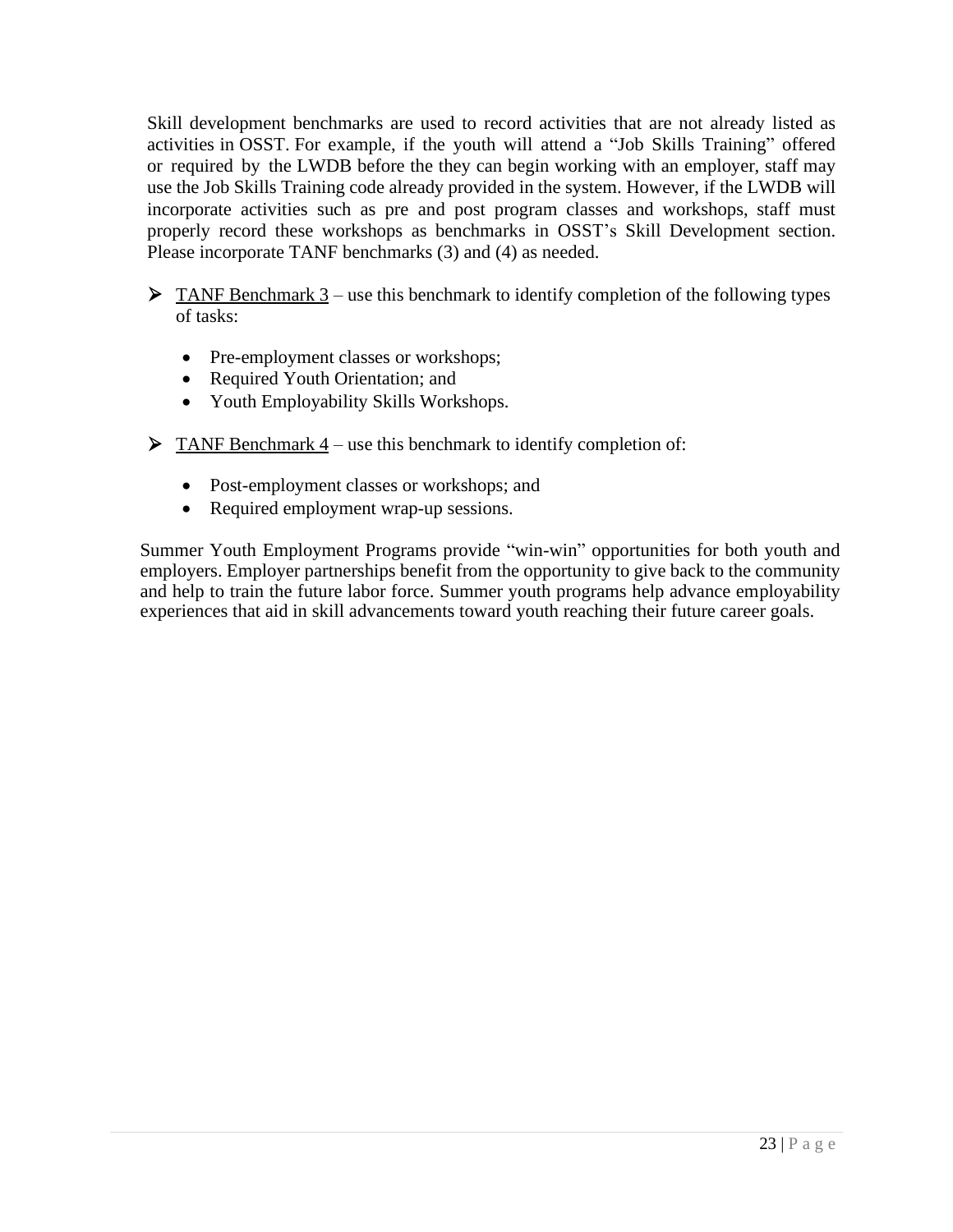Skill development benchmarks are used to record activities that are not already listed as activities in OSST. For example, if the youth will attend a "Job Skills Training" offered or required by the LWDB before the they can begin working with an employer, staff may use the Job Skills Training code already provided in the system. However, if the LWDB will incorporate activities such as pre and post program classes and workshops, staff must properly record these workshops as benchmarks in OSST's Skill Development section. Please incorporate TANF benchmarks (3) and (4) as needed.

- TANF Benchmark 3 – use this benchmark to identify completion of the following types of tasks:
  - Pre-employment classes or workshops;
  - Required Youth Orientation; and
  - Youth Employability Skills Workshops.

- TANF Benchmark 4 – use this benchmark to identify completion of:
  - Post-employment classes or workshops; and
  - Required employment wrap-up sessions.

Summer Youth Employment Programs provide "win-win" opportunities for both youth and employers. Employer partnerships benefit from the opportunity to give back to the community and help to train the future labor force. Summer youth programs help advance employability experiences that aid in skill advancements toward youth reaching their future career goals.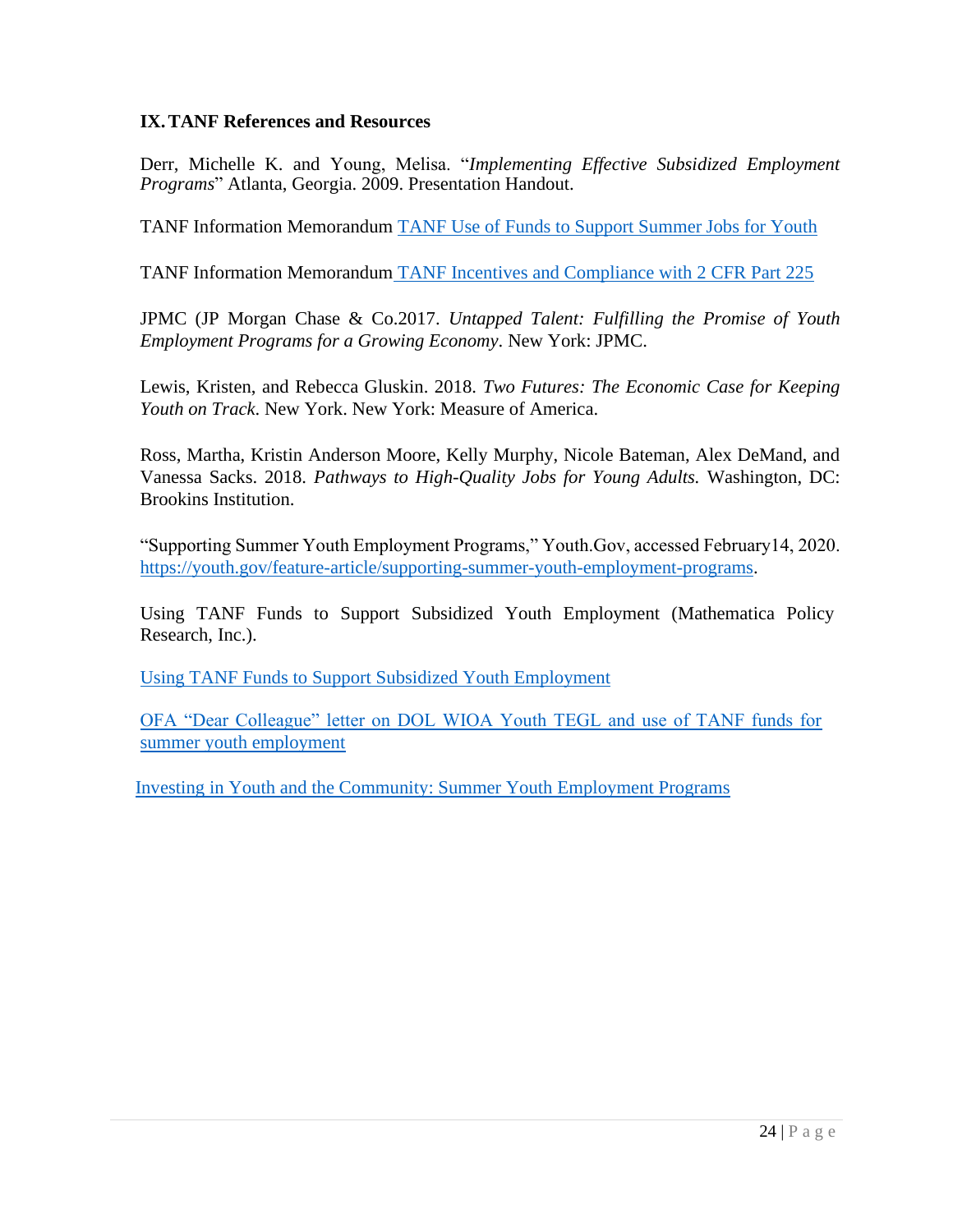## IX. TANF References and Resources

Derr, Michelle K. and Young, Melisa. "*Implementing Effective Subsidized Employment Programs*" Atlanta, Georgia. 2009. Presentation Handout.

TANF Information Memorandum TANF Use of Funds to Support Summer Jobs for Youth

TANF Information Memorandum TANF Incentives and Compliance with 2 CFR Part 225

JPMC (JP Morgan Chase & Co.2017. *Untapped Talent: Fulfilling the Promise of Youth Employment Programs for a Growing Economy*. New York: JPMC.

Lewis, Kristen, and Rebecca Gluskin. 2018. *Two Futures: The Economic Case for Keeping Youth on Track*. New York. New York: Measure of America.

Ross, Martha, Kristin Anderson Moore, Kelly Murphy, Nicole Bateman, Alex DeMand, and Vanessa Sacks. 2018. *Pathways to High-Quality Jobs for Young Adults.* Washington, DC: Brookins Institution.

"Supporting Summer Youth Employment Programs," Youth.Gov, accessed February14, 2020. https://youth.gov/feature-article/supporting-summer-youth-employment-programs.

Using TANF Funds to Support Subsidized Youth Employment (Mathematica Policy Research, Inc.).

Using TANF Funds to Support Subsidized Youth Employment

OFA "Dear Colleague" letter on DOL WIOA Youth TEGL and use of TANF funds for summer youth employment

Investing in Youth and the Community: Summer Youth Employment Programs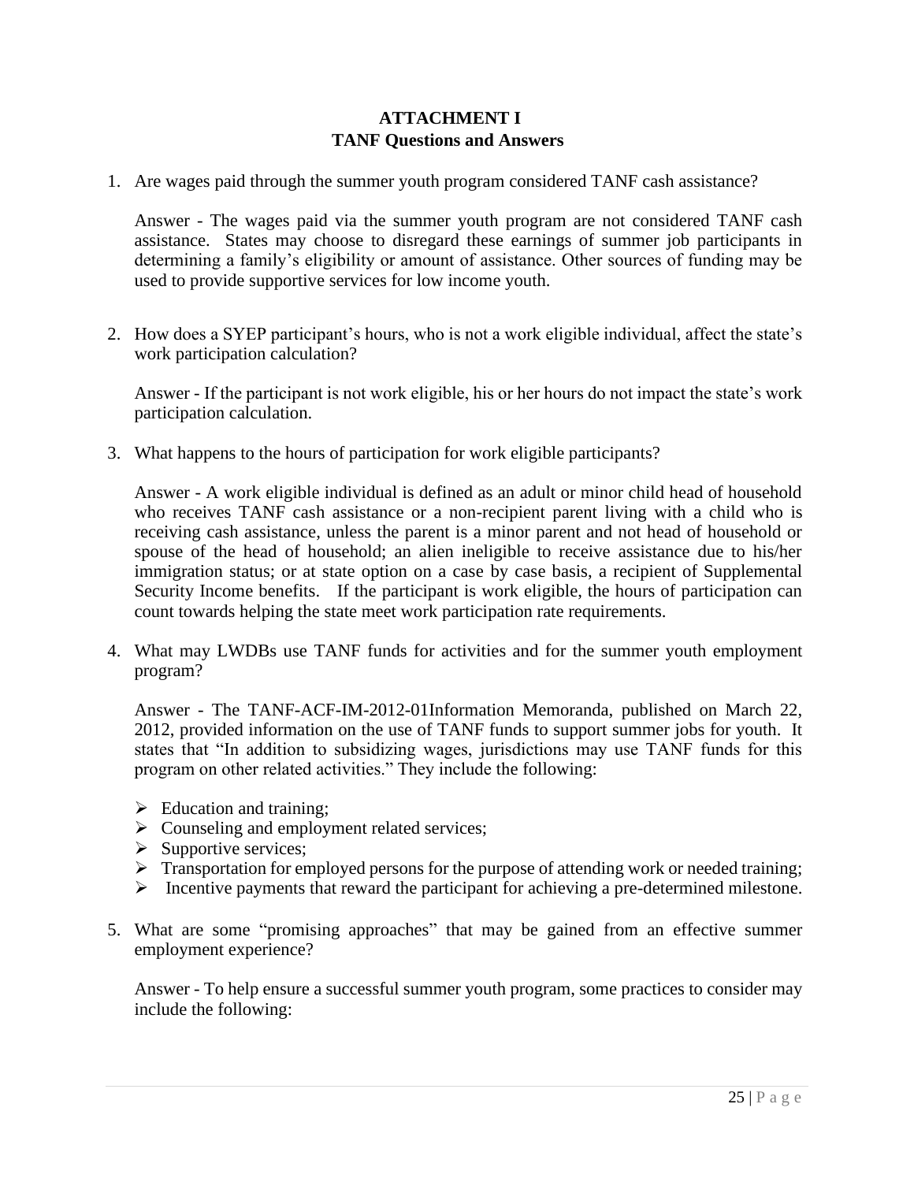**ATTACHMENT I**
**TANF Questions and Answers**

1. Are wages paid through the summer youth program considered TANF cash assistance?

   Answer - The wages paid via the summer youth program are not considered TANF cash assistance. States may choose to disregard these earnings of summer job participants in determining a family's eligibility or amount of assistance. Other sources of funding may be used to provide supportive services for low income youth.

2. How does a SYEP participant's hours, who is not a work eligible individual, affect the state's work participation calculation?

   Answer - If the participant is not work eligible, his or her hours do not impact the state's work participation calculation.

3. What happens to the hours of participation for work eligible participants?

   Answer - A work eligible individual is defined as an adult or minor child head of household who receives TANF cash assistance or a non-recipient parent living with a child who is receiving cash assistance, unless the parent is a minor parent and not head of household or spouse of the head of household; an alien ineligible to receive assistance due to his/her immigration status; or at state option on a case by case basis, a recipient of Supplemental Security Income benefits. If the participant is work eligible, the hours of participation can count towards helping the state meet work participation rate requirements.

4. What may LWDBs use TANF funds for activities and for the summer youth employment program?

   Answer - The TANF-ACF-IM-2012-01Information Memoranda, published on March 22, 2012, provided information on the use of TANF funds to support summer jobs for youth. It states that "In addition to subsidizing wages, jurisdictions may use TANF funds for this program on other related activities." They include the following:

   - Education and training;
   - Counseling and employment related services;
   - Supportive services;
   - Transportation for employed persons for the purpose of attending work or needed training;
   - Incentive payments that reward the participant for achieving a pre-determined milestone.

5. What are some "promising approaches" that may be gained from an effective summer employment experience?

   Answer - To help ensure a successful summer youth program, some practices to consider may include the following: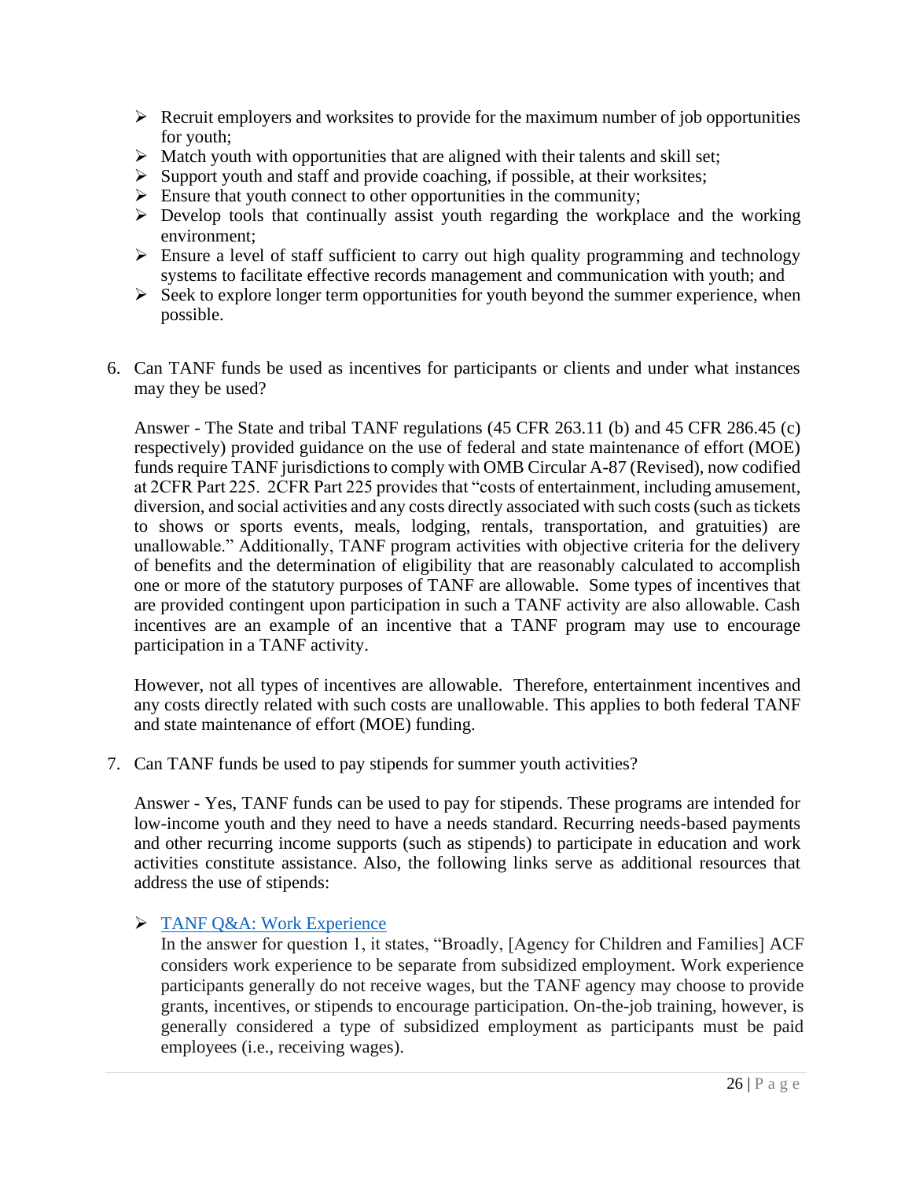- Recruit employers and worksites to provide for the maximum number of job opportunities for youth;
- Match youth with opportunities that are aligned with their talents and skill set;
- Support youth and staff and provide coaching, if possible, at their worksites;
- Ensure that youth connect to other opportunities in the community;
- Develop tools that continually assist youth regarding the workplace and the working environment;
- Ensure a level of staff sufficient to carry out high quality programming and technology systems to facilitate effective records management and communication with youth; and
- Seek to explore longer term opportunities for youth beyond the summer experience, when possible.

6. Can TANF funds be used as incentives for participants or clients and under what instances may they be used?

   Answer - The State and tribal TANF regulations (45 CFR 263.11 (b) and 45 CFR 286.45 (c) respectively) provided guidance on the use of federal and state maintenance of effort (MOE) funds require TANF jurisdictions to comply with OMB Circular A-87 (Revised), now codified at 2CFR Part 225. 2CFR Part 225 provides that "costs of entertainment, including amusement, diversion, and social activities and any costs directly associated with such costs (such as tickets to shows or sports events, meals, lodging, rentals, transportation, and gratuities) are unallowable." Additionally, TANF program activities with objective criteria for the delivery of benefits and the determination of eligibility that are reasonably calculated to accomplish one or more of the statutory purposes of TANF are allowable. Some types of incentives that are provided contingent upon participation in such a TANF activity are also allowable. Cash incentives are an example of an incentive that a TANF program may use to encourage participation in a TANF activity.

   However, not all types of incentives are allowable. Therefore, entertainment incentives and any costs directly related with such costs are unallowable. This applies to both federal TANF and state maintenance of effort (MOE) funding.

7. Can TANF funds be used to pay stipends for summer youth activities?

   Answer - Yes, TANF funds can be used to pay for stipends. These programs are intended for low-income youth and they need to have a needs standard. Recurring needs-based payments and other recurring income supports (such as stipends) to participate in education and work activities constitute assistance. Also, the following links serve as additional resources that address the use of stipends:

   - TANF Q&A: Work Experience
     In the answer for question 1, it states, "Broadly, [Agency for Children and Families] ACF considers work experience to be separate from subsidized employment. Work experience participants generally do not receive wages, but the TANF agency may choose to provide grants, incentives, or stipends to encourage participation. On-the-job training, however, is generally considered a type of subsidized employment as participants must be paid employees (i.e., receiving wages).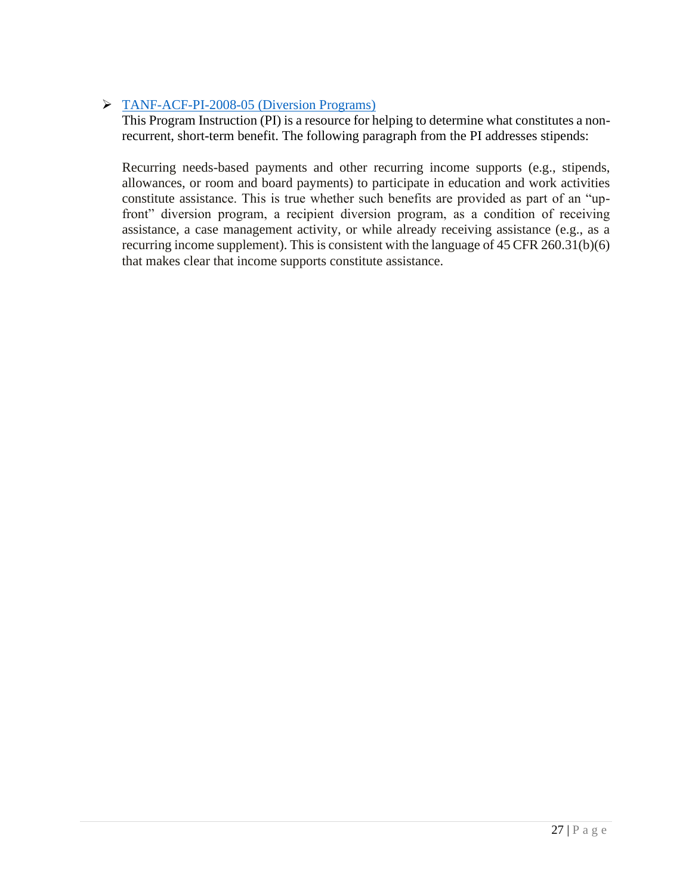- [TANF-ACF-PI-2008-05 (Diversion Programs)]
  This Program Instruction (PI) is a resource for helping to determine what constitutes a non-recurrent, short-term benefit. The following paragraph from the PI addresses stipends:

  Recurring needs-based payments and other recurring income supports (e.g., stipends, allowances, or room and board payments) to participate in education and work activities constitute assistance. This is true whether such benefits are provided as part of an "up-front" diversion program, a recipient diversion program, as a condition of receiving assistance, a case management activity, or while already receiving assistance (e.g., as a recurring income supplement). This is consistent with the language of 45 CFR 260.31(b)(6) that makes clear that income supports constitute assistance.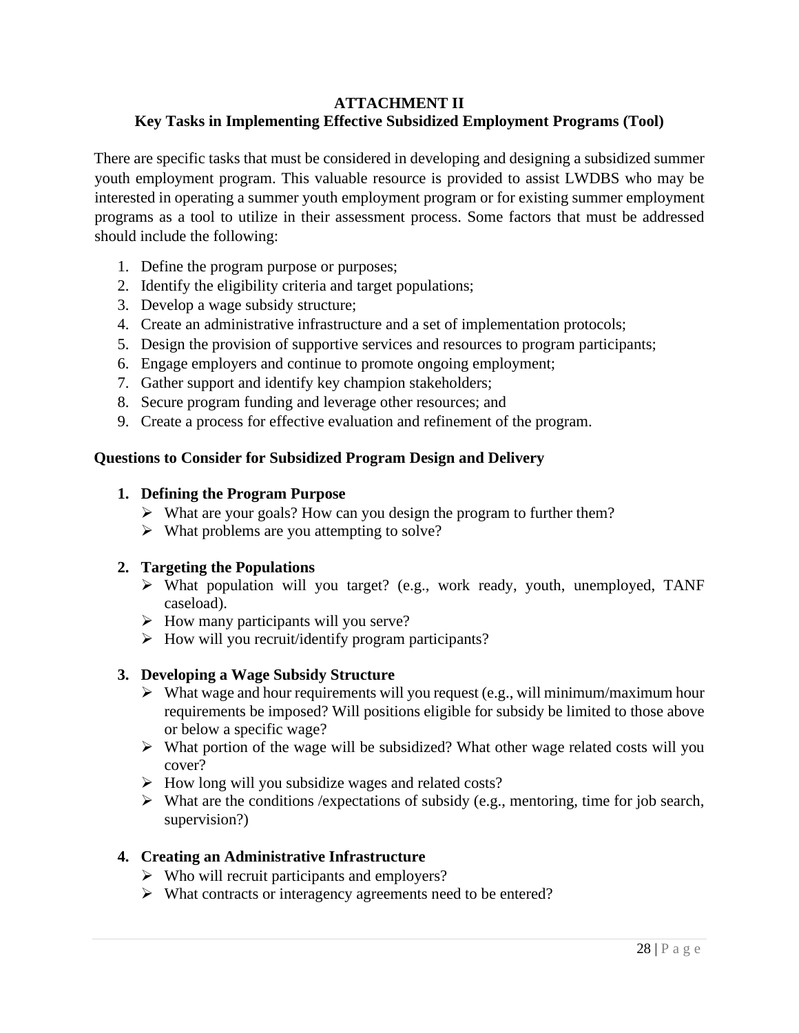# ATTACHMENT II

## Key Tasks in Implementing Effective Subsidized Employment Programs (Tool)

There are specific tasks that must be considered in developing and designing a subsidized summer youth employment program. This valuable resource is provided to assist LWDBS who may be interested in operating a summer youth employment program or for existing summer employment programs as a tool to utilize in their assessment process. Some factors that must be addressed should include the following:

1. Define the program purpose or purposes;
2. Identify the eligibility criteria and target populations;
3. Develop a wage subsidy structure;
4. Create an administrative infrastructure and a set of implementation protocols;
5. Design the provision of supportive services and resources to program participants;
6. Engage employers and continue to promote ongoing employment;
7. Gather support and identify key champion stakeholders;
8. Secure program funding and leverage other resources; and
9. Create a process for effective evaluation and refinement of the program.

### Questions to Consider for Subsidized Program Design and Delivery

1. **Defining the Program Purpose**
   - What are your goals? How can you design the program to further them?
   - What problems are you attempting to solve?

2. **Targeting the Populations**
   - What population will you target? (e.g., work ready, youth, unemployed, TANF caseload).
   - How many participants will you serve?
   - How will you recruit/identify program participants?

3. **Developing a Wage Subsidy Structure**
   - What wage and hour requirements will you request (e.g., will minimum/maximum hour requirements be imposed? Will positions eligible for subsidy be limited to those above or below a specific wage?
   - What portion of the wage will be subsidized? What other wage related costs will you cover?
   - How long will you subsidize wages and related costs?
   - What are the conditions /expectations of subsidy (e.g., mentoring, time for job search, supervision?)

4. **Creating an Administrative Infrastructure**
   - Who will recruit participants and employers?
   - What contracts or interagency agreements need to be entered?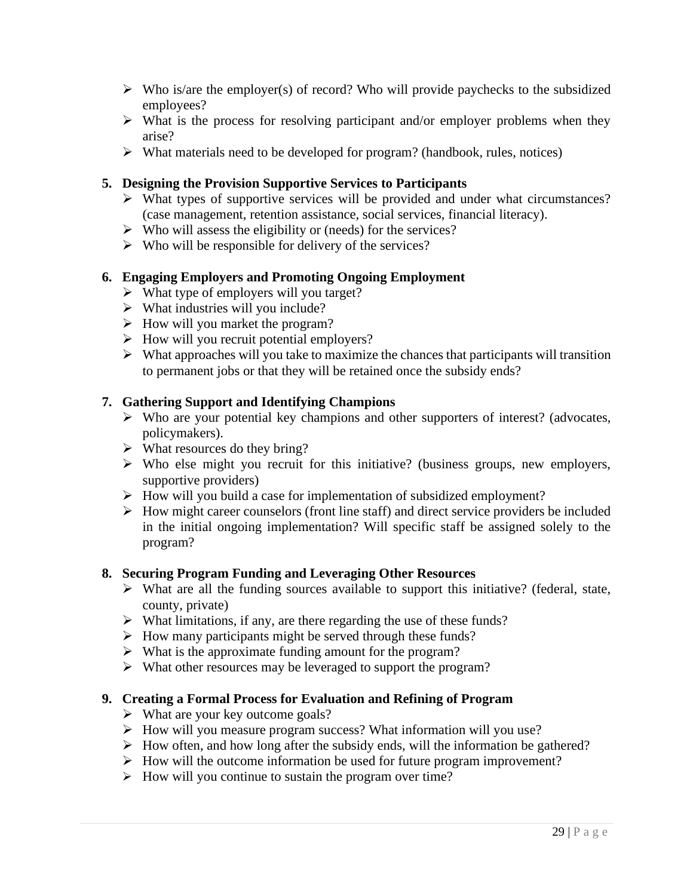- Who is/are the employer(s) of record? Who will provide paychecks to the subsidized employees?
- What is the process for resolving participant and/or employer problems when they arise?
- What materials need to be developed for program? (handbook, rules, notices)

5. **Designing the Provision Supportive Services to Participants**
   - What types of supportive services will be provided and under what circumstances? (case management, retention assistance, social services, financial literacy).
   - Who will assess the eligibility or (needs) for the services?
   - Who will be responsible for delivery of the services?

6. **Engaging Employers and Promoting Ongoing Employment**
   - What type of employers will you target?
   - What industries will you include?
   - How will you market the program?
   - How will you recruit potential employers?
   - What approaches will you take to maximize the chances that participants will transition to permanent jobs or that they will be retained once the subsidy ends?

7. **Gathering Support and Identifying Champions**
   - Who are your potential key champions and other supporters of interest? (advocates, policymakers).
   - What resources do they bring?
   - Who else might you recruit for this initiative? (business groups, new employers, supportive providers)
   - How will you build a case for implementation of subsidized employment?
   - How might career counselors (front line staff) and direct service providers be included in the initial ongoing implementation? Will specific staff be assigned solely to the program?

8. **Securing Program Funding and Leveraging Other Resources**
   - What are all the funding sources available to support this initiative? (federal, state, county, private)
   - What limitations, if any, are there regarding the use of these funds?
   - How many participants might be served through these funds?
   - What is the approximate funding amount for the program?
   - What other resources may be leveraged to support the program?

9. **Creating a Formal Process for Evaluation and Refining of Program**
   - What are your key outcome goals?
   - How will you measure program success? What information will you use?
   - How often, and how long after the subsidy ends, will the information be gathered?
   - How will the outcome information be used for future program improvement?
   - How will you continue to sustain the program over time?